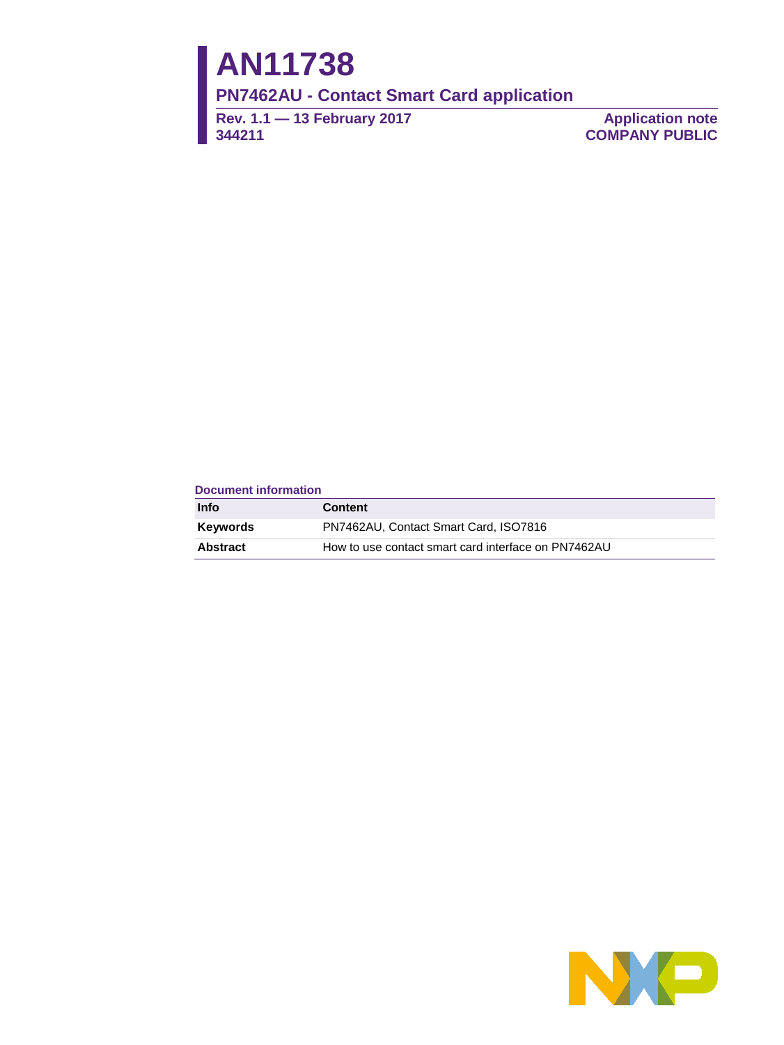# AN11738

## PN7462AU - Contact Smart Card application

**Rev. 1.1 — 13 February 2017**
**344211**

**Application note**
**COMPANY PUBLIC**

**Document information**

| Info | Content |
|---|---|
| **Keywords** | PN7462AU, Contact Smart Card, ISO7816 |
| **Abstract** | How to use contact smart card interface on PN7462AU |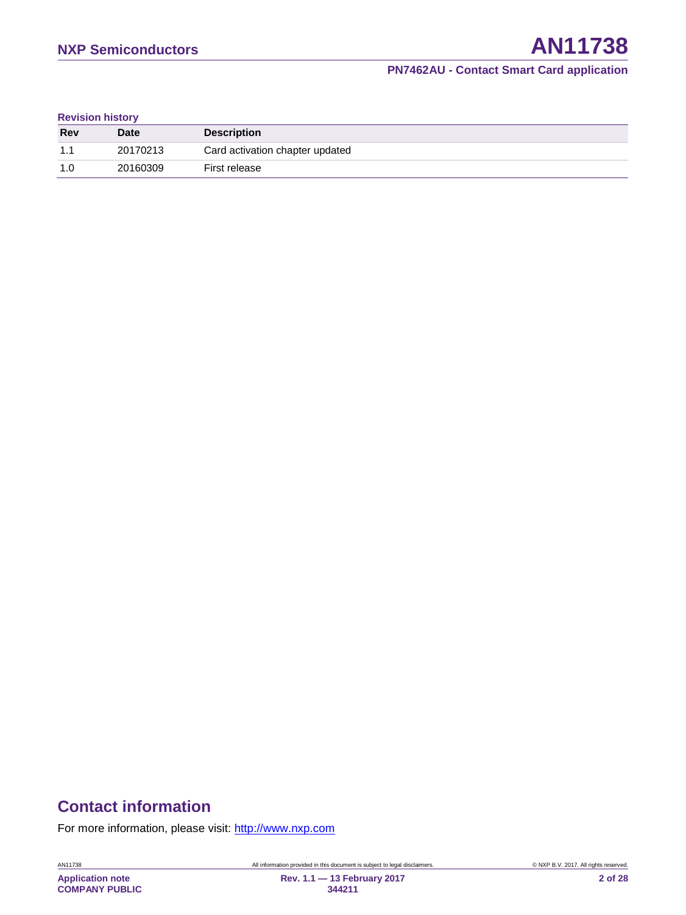**Revision history**

| Rev | Date | Description |
|---|---|---|
| 1.1 | 20170213 | Card activation chapter updated |
| 1.0 | 20160309 | First release |

## Contact information

For more information, please visit: http://www.nxp.com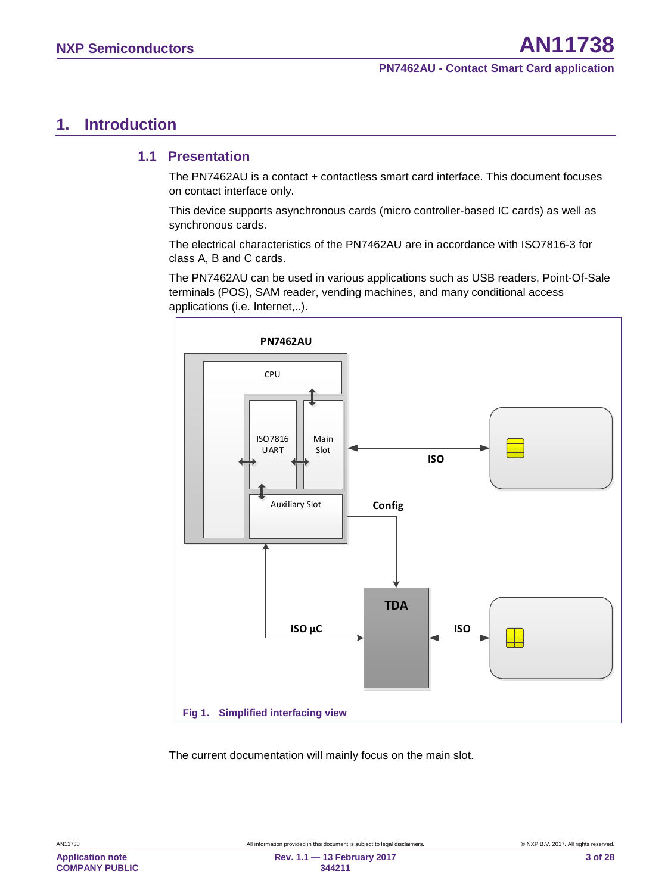# 1. Introduction

## 1.1 Presentation

The PN7462AU is a contact + contactless smart card interface. This document focuses on contact interface only.

This device supports asynchronous cards (micro controller-based IC cards) as well as synchronous cards.

The electrical characteristics of the PN7462AU are in accordance with ISO7816-3 for class A, B and C cards.

The PN7462AU can be used in various applications such as USB readers, Point-Of-Sale terminals (POS), SAM reader, vending machines, and many conditional access applications (i.e. Internet,..).

Fig 1. Simplified interfacing view

The current documentation will mainly focus on the main slot.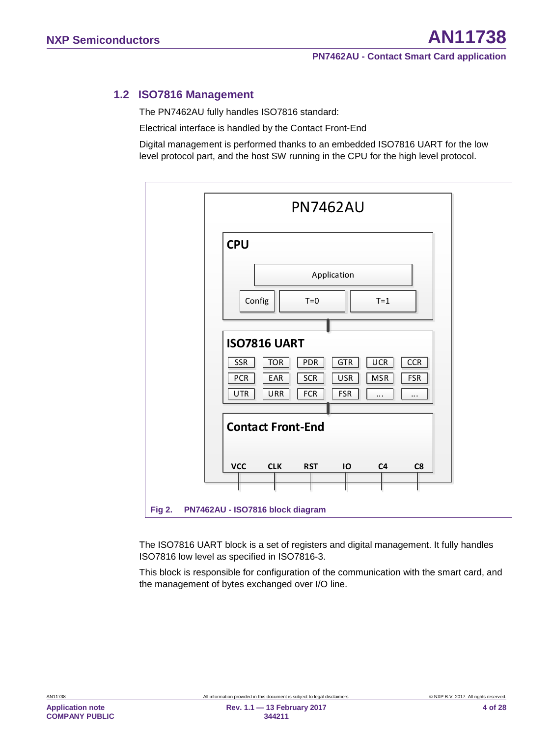## 1.2 ISO7816 Management

The PN7462AU fully handles ISO7816 standard:

Electrical interface is handled by the Contact Front-End

Digital management is performed thanks to an embedded ISO7816 UART for the low level protocol part, and the host SW running in the CPU for the high level protocol.

PN7462AU

CPU

Application

Config | T=0 | T=1

ISO7816 UART

SSR | TOR | PDR | GTR | UCR | CCR

PCR | EAR | SCR | USR | MSR | FSR

UTR | URR | FCR | FSR | ... | ...

Contact Front-End

VCC | CLK | RST | IO | C4 | C8

**Fig 2. PN7462AU - ISO7816 block diagram**

The ISO7816 UART block is a set of registers and digital management. It fully handles ISO7816 low level as specified in ISO7816-3.

This block is responsible for configuration of the communication with the smart card, and the management of bytes exchanged over I/O line.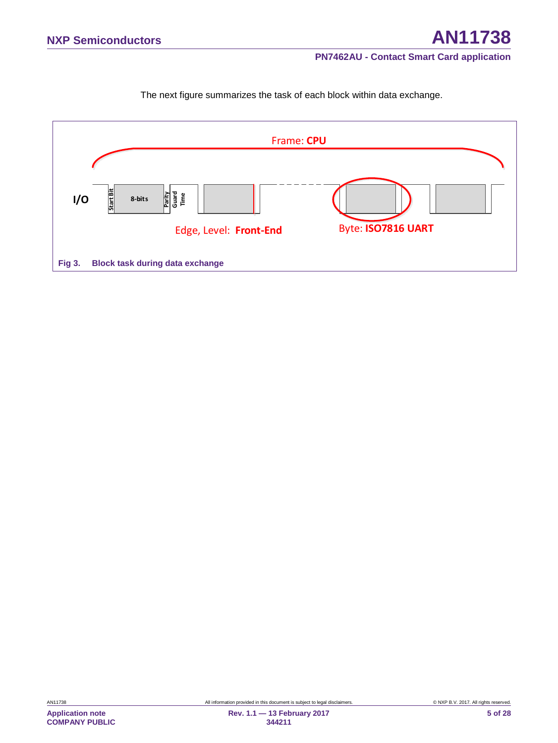The next figure summarizes the task of each block within data exchange.

Frame: **CPU**

I/O

Start Bit | 8-bits | Parity | Guard Time

Edge, Level: **Front-End**

Byte: **ISO7816 UART**

**Fig 3. Block task during data exchange**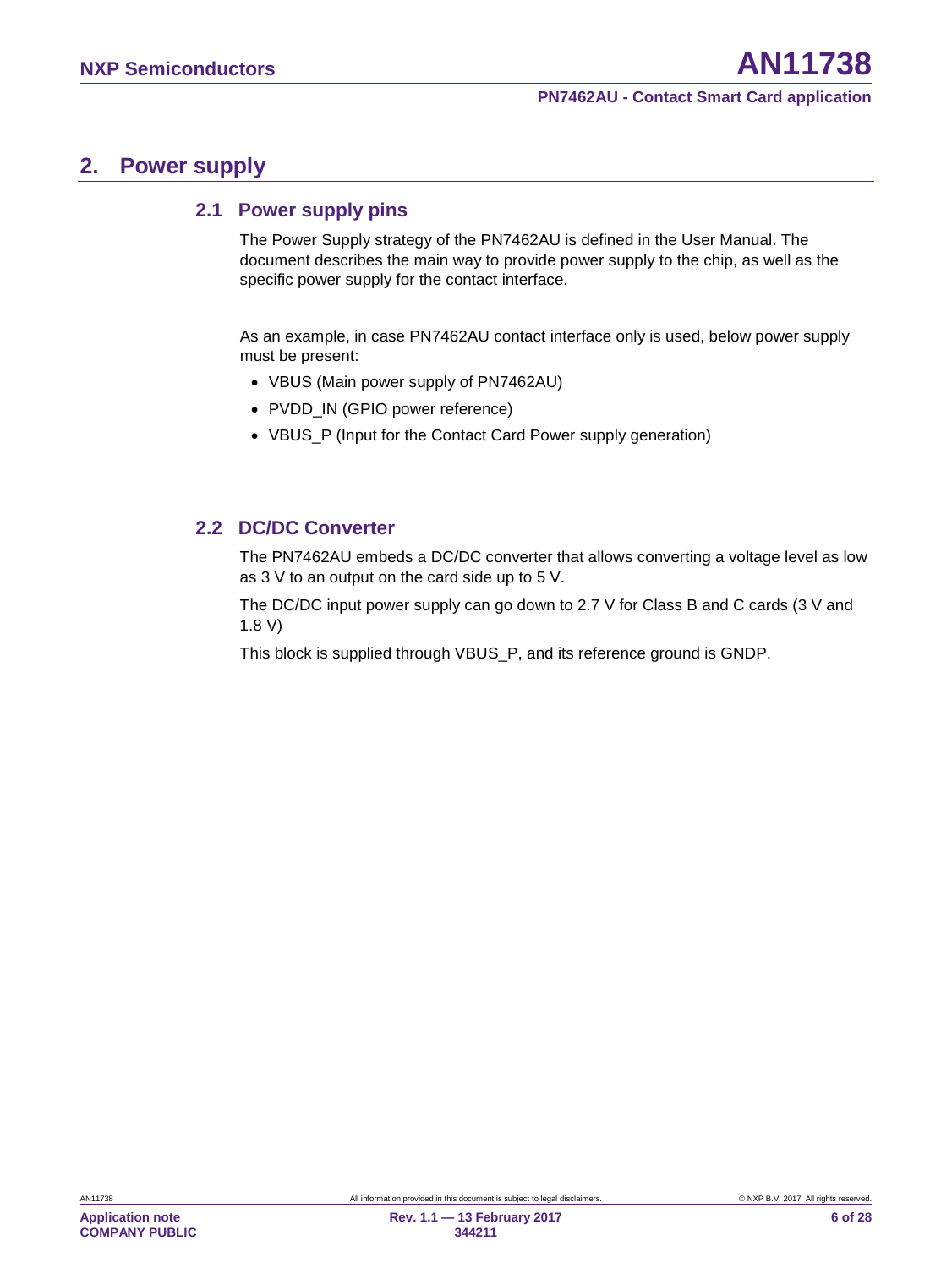# 2. Power supply

## 2.1 Power supply pins

The Power Supply strategy of the PN7462AU is defined in the User Manual. The document describes the main way to provide power supply to the chip, as well as the specific power supply for the contact interface.

As an example, in case PN7462AU contact interface only is used, below power supply must be present:

- VBUS (Main power supply of PN7462AU)
- PVDD_IN (GPIO power reference)
- VBUS_P (Input for the Contact Card Power supply generation)

## 2.2 DC/DC Converter

The PN7462AU embeds a DC/DC converter that allows converting a voltage level as low as 3 V to an output on the card side up to 5 V.

The DC/DC input power supply can go down to 2.7 V for Class B and C cards (3 V and 1.8 V)

This block is supplied through VBUS_P, and its reference ground is GNDP.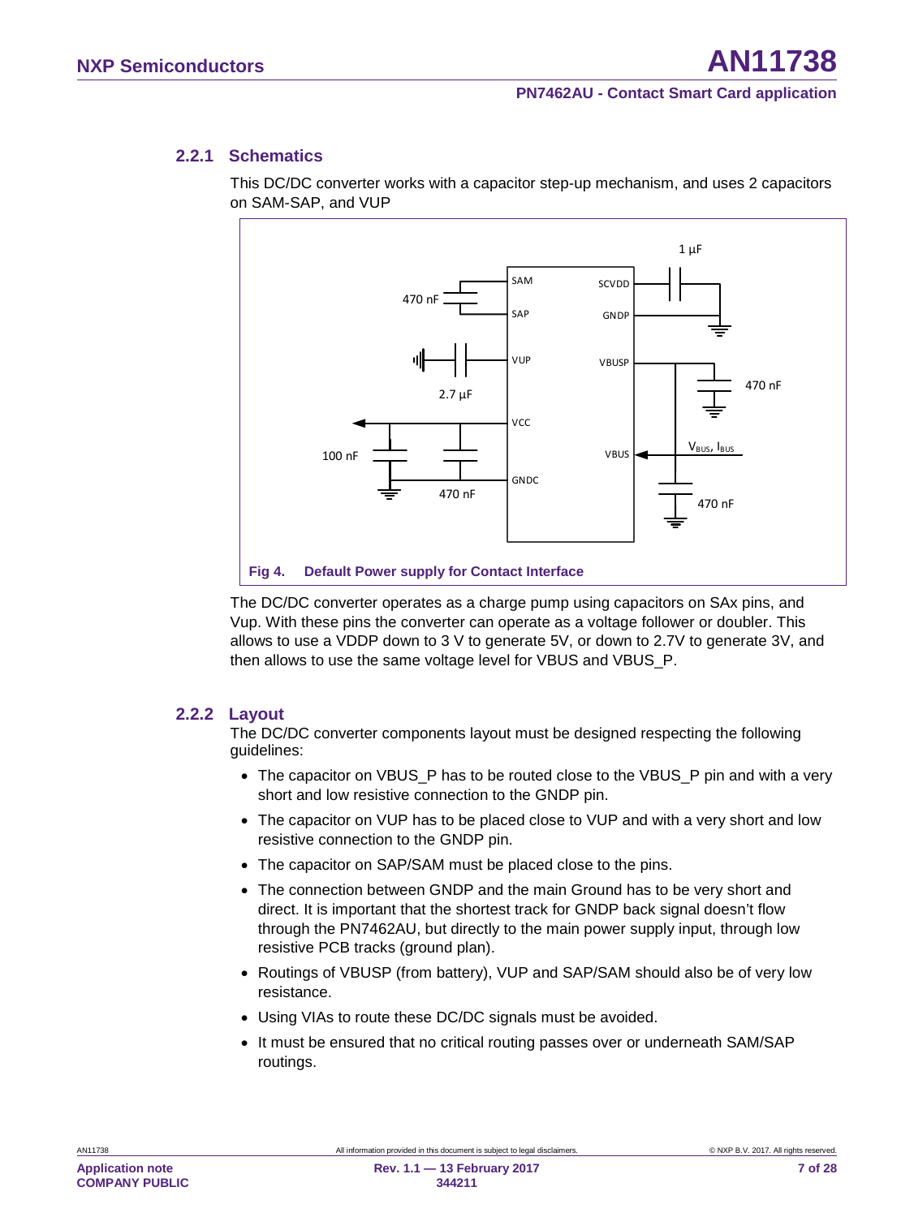### 2.2.1 Schematics

This DC/DC converter works with a capacitor step-up mechanism, and uses 2 capacitors on SAM-SAP, and VUP

Fig 4. Default Power supply for Contact Interface

The DC/DC converter operates as a charge pump using capacitors on SAx pins, and Vup. With these pins the converter can operate as a voltage follower or doubler. This allows to use a VDDP down to 3 V to generate 5V, or down to 2.7V to generate 3V, and then allows to use the same voltage level for VBUS and VBUS_P.

### 2.2.2 Layout

The DC/DC converter components layout must be designed respecting the following guidelines:

- The capacitor on VBUS_P has to be routed close to the VBUS_P pin and with a very short and low resistive connection to the GNDP pin.
- The capacitor on VUP has to be placed close to VUP and with a very short and low resistive connection to the GNDP pin.
- The capacitor on SAP/SAM must be placed close to the pins.
- The connection between GNDP and the main Ground has to be very short and direct. It is important that the shortest track for GNDP back signal doesn't flow through the PN7462AU, but directly to the main power supply input, through low resistive PCB tracks (ground plan).
- Routings of VBUSP (from battery), VUP and SAP/SAM should also be of very low resistance.
- Using VIAs to route these DC/DC signals must be avoided.
- It must be ensured that no critical routing passes over or underneath SAM/SAP routings.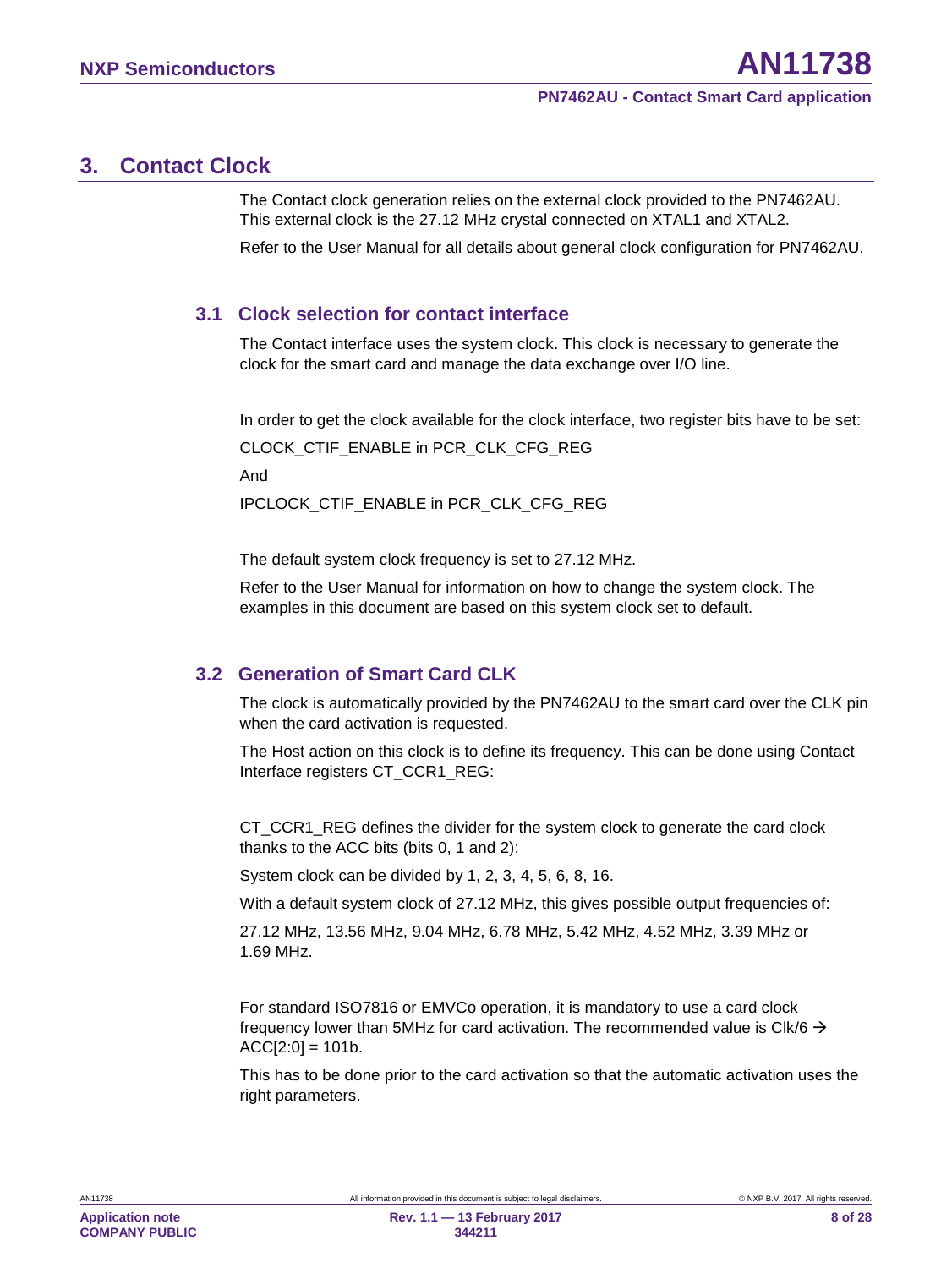# 3. Contact Clock

The Contact clock generation relies on the external clock provided to the PN7462AU. This external clock is the 27.12 MHz crystal connected on XTAL1 and XTAL2.

Refer to the User Manual for all details about general clock configuration for PN7462AU.

## 3.1 Clock selection for contact interface

The Contact interface uses the system clock. This clock is necessary to generate the clock for the smart card and manage the data exchange over I/O line.

In order to get the clock available for the clock interface, two register bits have to be set:

CLOCK_CTIF_ENABLE in PCR_CLK_CFG_REG

And

IPCLOCK_CTIF_ENABLE in PCR_CLK_CFG_REG

The default system clock frequency is set to 27.12 MHz.

Refer to the User Manual for information on how to change the system clock. The examples in this document are based on this system clock set to default.

## 3.2 Generation of Smart Card CLK

The clock is automatically provided by the PN7462AU to the smart card over the CLK pin when the card activation is requested.

The Host action on this clock is to define its frequency. This can be done using Contact Interface registers CT_CCR1_REG:

CT_CCR1_REG defines the divider for the system clock to generate the card clock thanks to the ACC bits (bits 0, 1 and 2):

System clock can be divided by 1, 2, 3, 4, 5, 6, 8, 16.

With a default system clock of 27.12 MHz, this gives possible output frequencies of:

27.12 MHz, 13.56 MHz, 9.04 MHz, 6.78 MHz, 5.42 MHz, 4.52 MHz, 3.39 MHz or 1.69 MHz.

For standard ISO7816 or EMVCo operation, it is mandatory to use a card clock frequency lower than 5MHz for card activation. The recommended value is Clk/6 → ACC[2:0] = 101b.

This has to be done prior to the card activation so that the automatic activation uses the right parameters.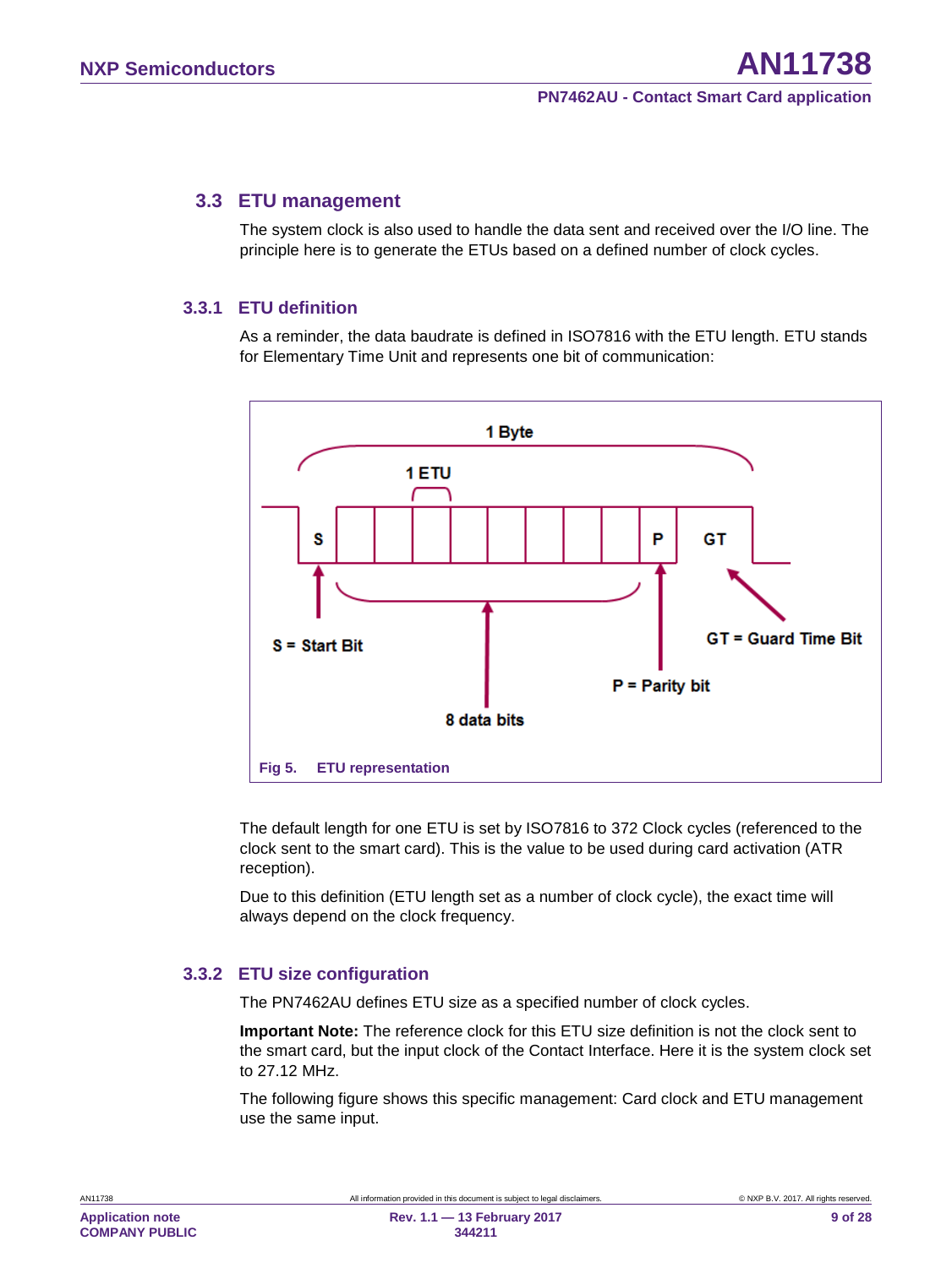## 3.3 ETU management

The system clock is also used to handle the data sent and received over the I/O line. The principle here is to generate the ETUs based on a defined number of clock cycles.

### 3.3.1 ETU definition

As a reminder, the data baudrate is defined in ISO7816 with the ETU length. ETU stands for Elementary Time Unit and represents one bit of communication:

Fig 5. ETU representation

The default length for one ETU is set by ISO7816 to 372 Clock cycles (referenced to the clock sent to the smart card). This is the value to be used during card activation (ATR reception).

Due to this definition (ETU length set as a number of clock cycle), the exact time will always depend on the clock frequency.

### 3.3.2 ETU size configuration

The PN7462AU defines ETU size as a specified number of clock cycles.

**Important Note:** The reference clock for this ETU size definition is not the clock sent to the smart card, but the input clock of the Contact Interface. Here it is the system clock set to 27.12 MHz.

The following figure shows this specific management: Card clock and ETU management use the same input.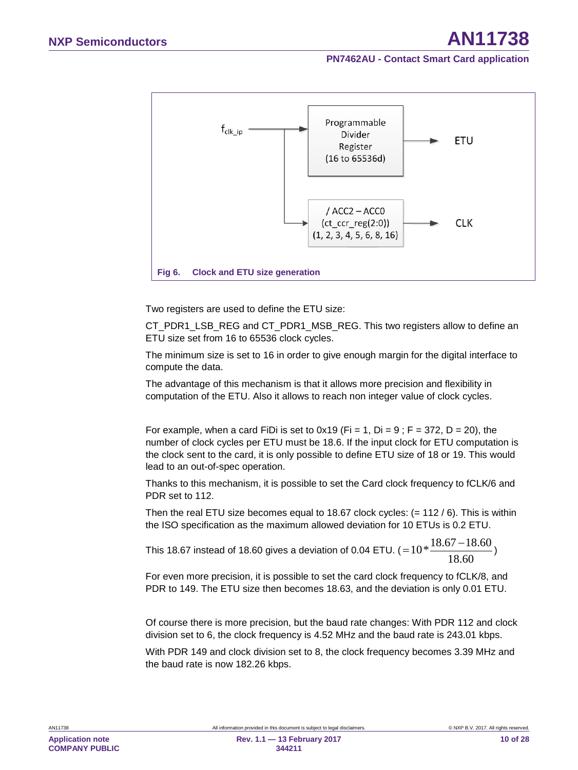Fig 6. Clock and ETU size generation

Two registers are used to define the ETU size:

CT_PDR1_LSB_REG and CT_PDR1_MSB_REG. This two registers allow to define an ETU size set from 16 to 65536 clock cycles.

The minimum size is set to 16 in order to give enough margin for the digital interface to compute the data.

The advantage of this mechanism is that it allows more precision and flexibility in computation of the ETU. Also it allows to reach non integer value of clock cycles.

For example, when a card FiDi is set to 0x19 (Fi = 1, Di = 9 ; F = 372, D = 20), the number of clock cycles per ETU must be 18.6. If the input clock for ETU computation is the clock sent to the card, it is only possible to define ETU size of 18 or 19. This would lead to an out-of-spec operation.

Thanks to this mechanism, it is possible to set the Card clock frequency to fCLK/6 and PDR set to 112.

Then the real ETU size becomes equal to 18.67 clock cycles: (= 112 / 6). This is within the ISO specification as the maximum allowed deviation for 10 ETUs is 0.2 ETU.

This 18.67 instead of 18.60 gives a deviation of 0.04 ETU. $(= 10 * \frac{18.67 - 18.60}{18.60})$

For even more precision, it is possible to set the card clock frequency to fCLK/8, and PDR to 149. The ETU size then becomes 18.63, and the deviation is only 0.01 ETU.

Of course there is more precision, but the baud rate changes: With PDR 112 and clock division set to 6, the clock frequency is 4.52 MHz and the baud rate is 243.01 kbps.

With PDR 149 and clock division set to 8, the clock frequency becomes 3.39 MHz and the baud rate is now 182.26 kbps.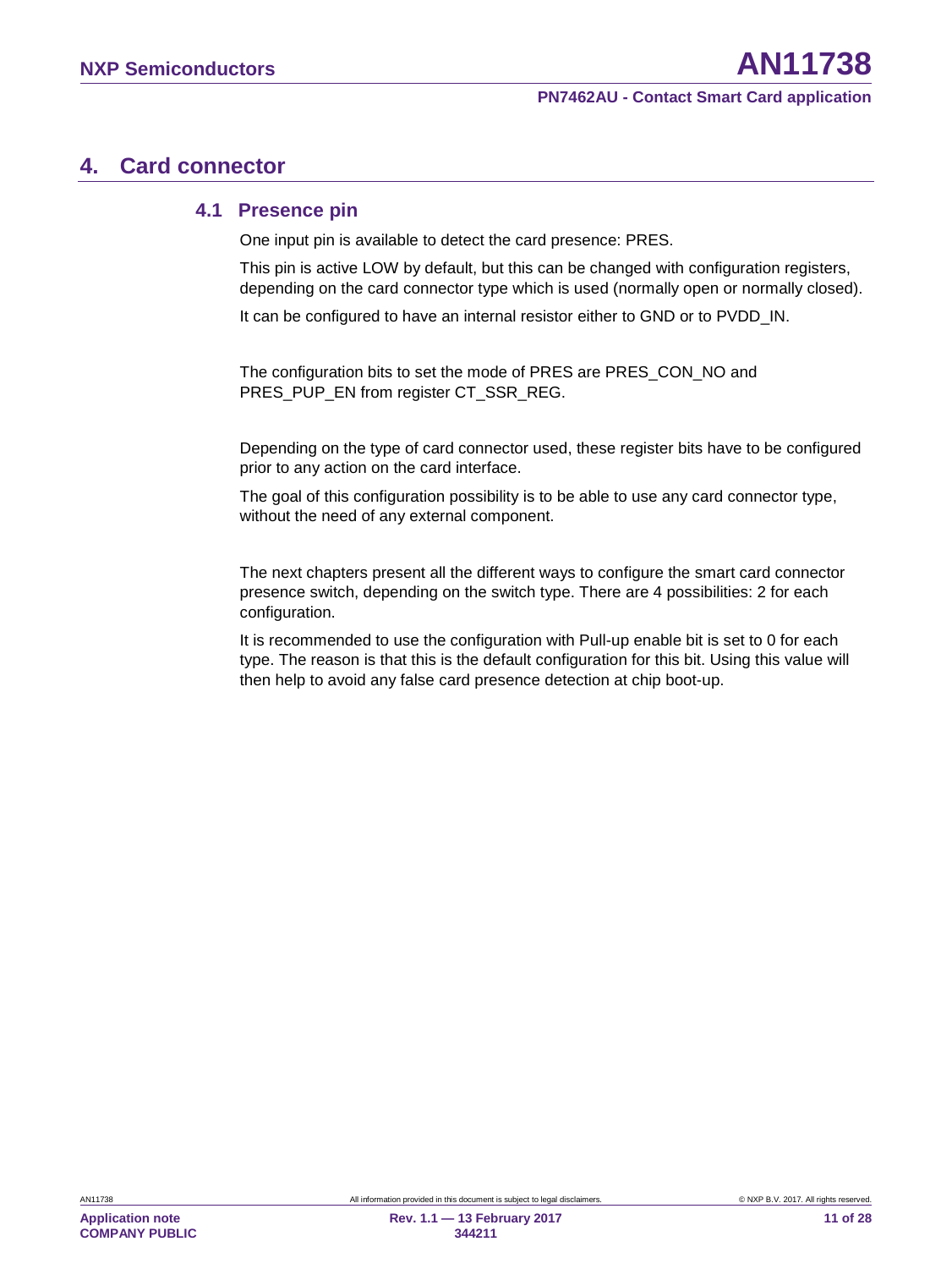# 4. Card connector

## 4.1 Presence pin

One input pin is available to detect the card presence: PRES.

This pin is active LOW by default, but this can be changed with configuration registers, depending on the card connector type which is used (normally open or normally closed).

It can be configured to have an internal resistor either to GND or to PVDD_IN.

The configuration bits to set the mode of PRES are PRES_CON_NO and PRES_PUP_EN from register CT_SSR_REG.

Depending on the type of card connector used, these register bits have to be configured prior to any action on the card interface.

The goal of this configuration possibility is to be able to use any card connector type, without the need of any external component.

The next chapters present all the different ways to configure the smart card connector presence switch, depending on the switch type. There are 4 possibilities: 2 for each configuration.

It is recommended to use the configuration with Pull-up enable bit is set to 0 for each type. The reason is that this is the default configuration for this bit. Using this value will then help to avoid any false card presence detection at chip boot-up.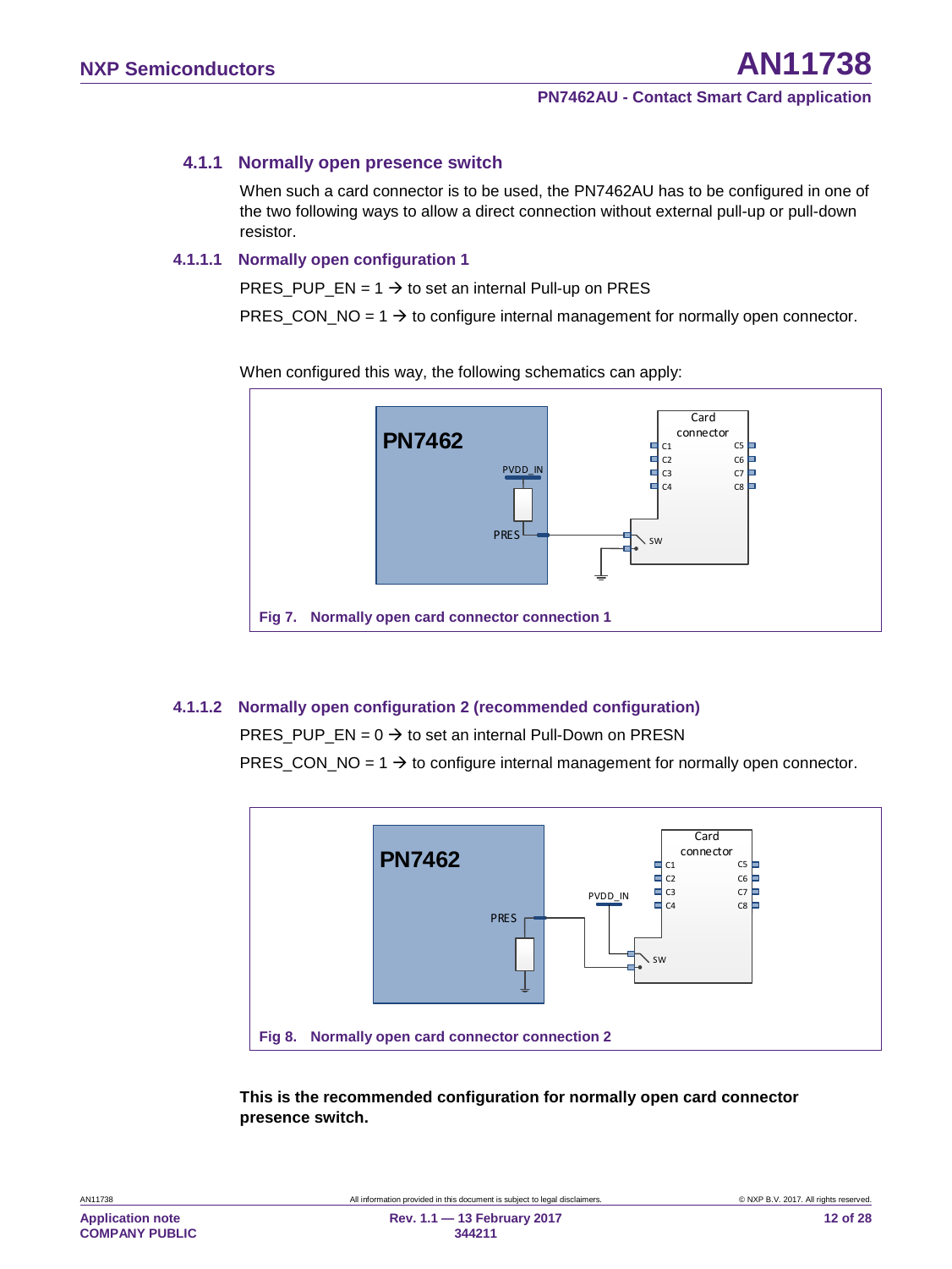### 4.1.1 Normally open presence switch

When such a card connector is to be used, the PN7462AU has to be configured in one of the two following ways to allow a direct connection without external pull-up or pull-down resistor.

#### 4.1.1.1 Normally open configuration 1

PRES_PUP_EN = 1 → to set an internal Pull-up on PRES

PRES_CON_NO = 1 → to configure internal management for normally open connector.

When configured this way, the following schematics can apply:

**Fig 7. Normally open card connector connection 1**

#### 4.1.1.2 Normally open configuration 2 (recommended configuration)

PRES_PUP_EN = 0 → to set an internal Pull-Down on PRESN

PRES_CON_NO = 1 → to configure internal management for normally open connector.

**Fig 8. Normally open card connector connection 2**

**This is the recommended configuration for normally open card connector presence switch.**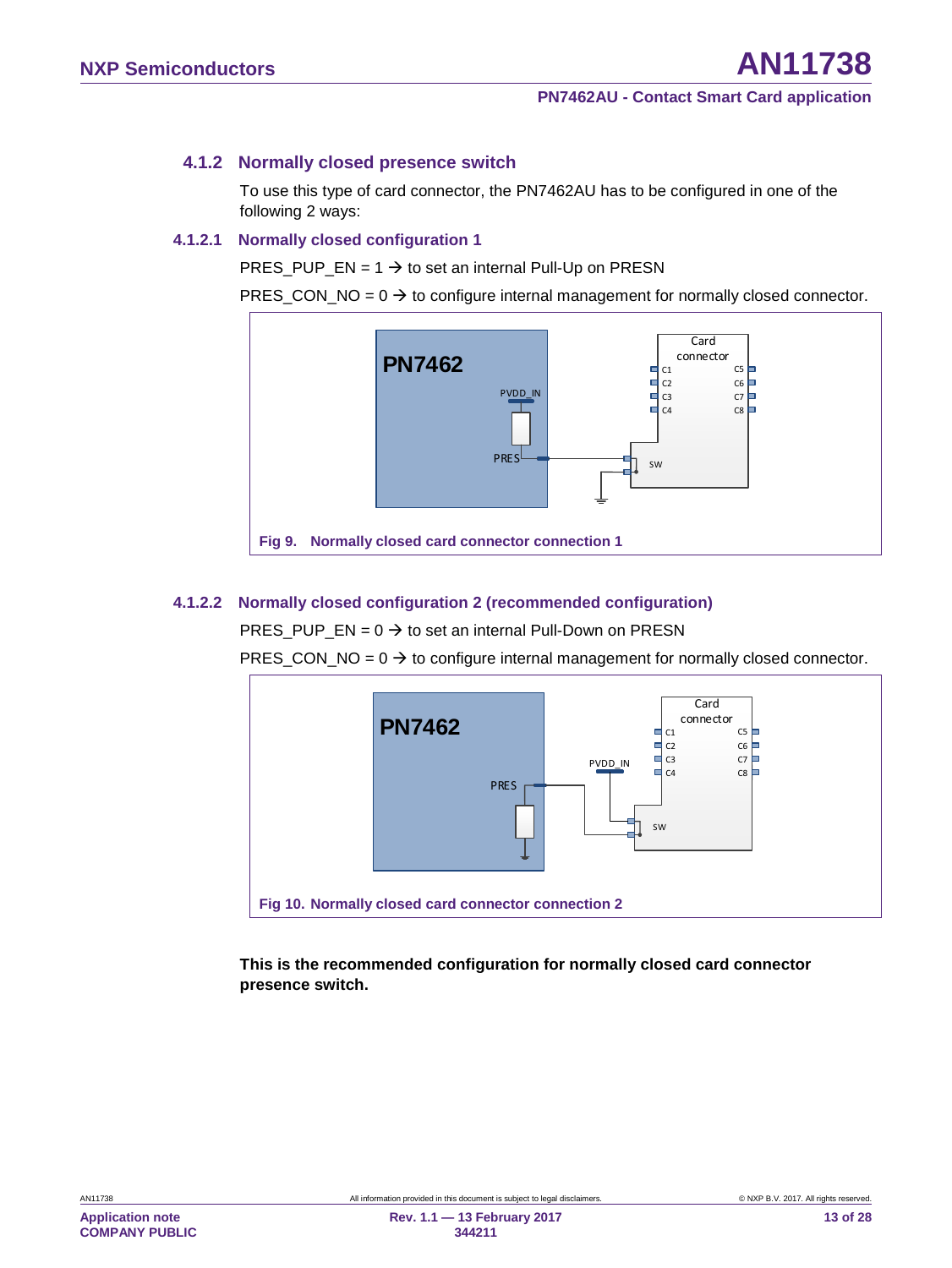### 4.1.2 Normally closed presence switch

To use this type of card connector, the PN7462AU has to be configured in one of the following 2 ways:

#### 4.1.2.1 Normally closed configuration 1

PRES_PUP_EN = 1 → to set an internal Pull-Up on PRESN

PRES_CON_NO = 0 → to configure internal management for normally closed connector.

Fig 9. Normally closed card connector connection 1

#### 4.1.2.2 Normally closed configuration 2 (recommended configuration)

PRES_PUP_EN = 0 → to set an internal Pull-Down on PRESN

PRES_CON_NO = 0 → to configure internal management for normally closed connector.

Fig 10. Normally closed card connector connection 2

**This is the recommended configuration for normally closed card connector presence switch.**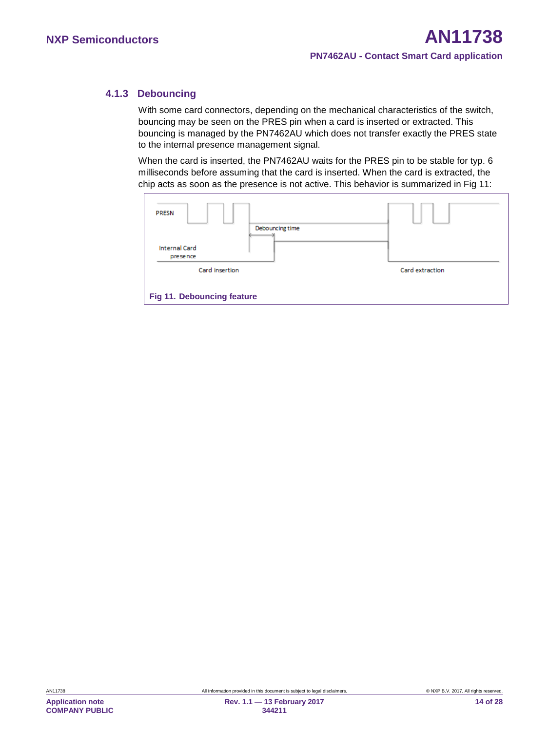### 4.1.3 Debouncing

With some card connectors, depending on the mechanical characteristics of the switch, bouncing may be seen on the PRES pin when a card is inserted or extracted. This bouncing is managed by the PN7462AU which does not transfer exactly the PRES state to the internal presence management signal.

When the card is inserted, the PN7462AU waits for the PRES pin to be stable for typ. 6 milliseconds before assuming that the card is inserted. When the card is extracted, the chip acts as soon as the presence is not active. This behavior is summarized in Fig 11:

PRESN

Debouncing time

Internal Card presence

Card insertion

Card extraction

**Fig 11. Debouncing feature**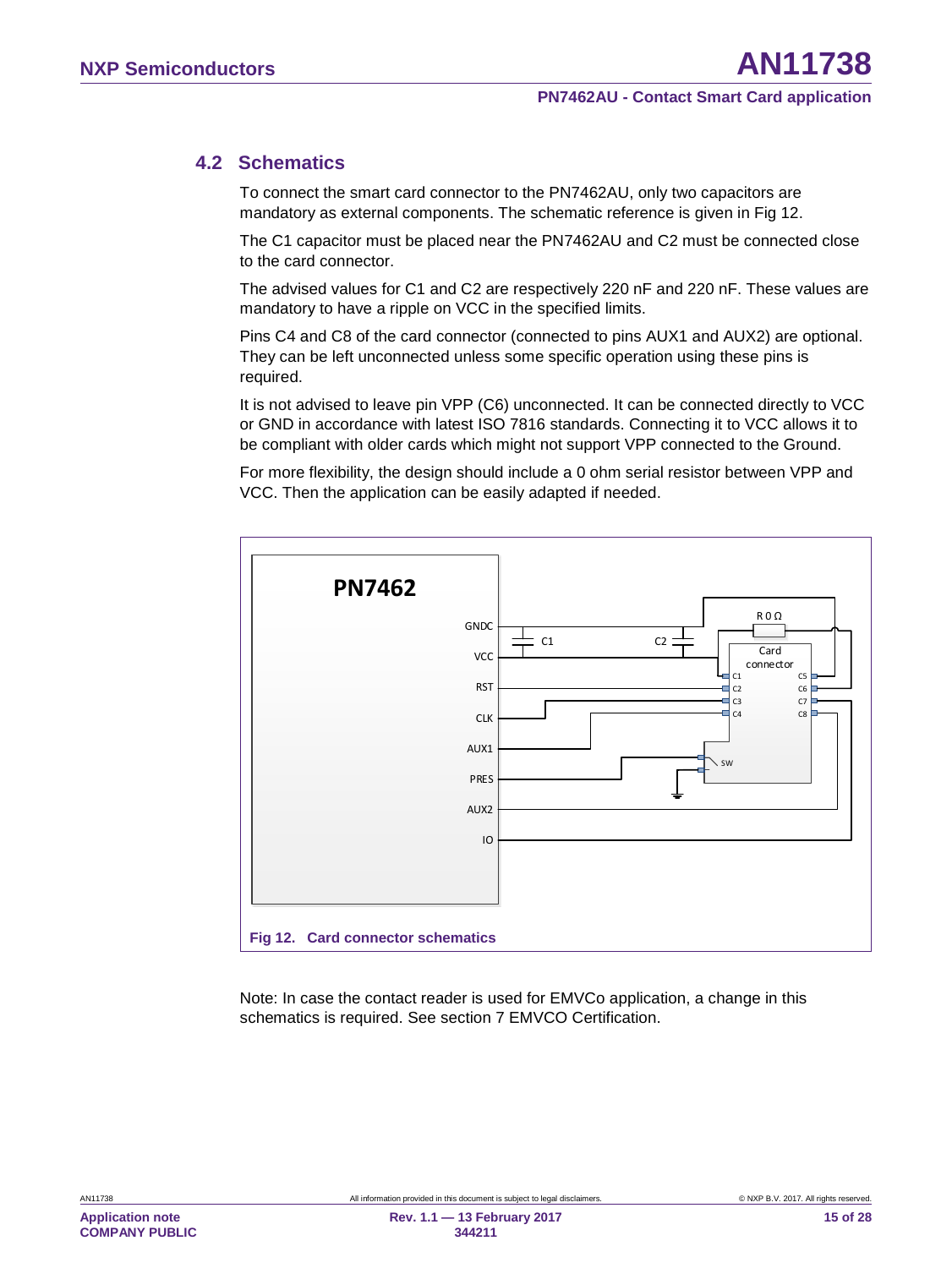## 4.2 Schematics

To connect the smart card connector to the PN7462AU, only two capacitors are mandatory as external components. The schematic reference is given in Fig 12.

The C1 capacitor must be placed near the PN7462AU and C2 must be connected close to the card connector.

The advised values for C1 and C2 are respectively 220 nF and 220 nF. These values are mandatory to have a ripple on VCC in the specified limits.

Pins C4 and C8 of the card connector (connected to pins AUX1 and AUX2) are optional. They can be left unconnected unless some specific operation using these pins is required.

It is not advised to leave pin VPP (C6) unconnected. It can be connected directly to VCC or GND in accordance with latest ISO 7816 standards. Connecting it to VCC allows it to be compliant with older cards which might not support VPP connected to the Ground.

For more flexibility, the design should include a 0 ohm serial resistor between VPP and VCC. Then the application can be easily adapted if needed.

**Fig 12. Card connector schematics**

Note: In case the contact reader is used for EMVCo application, a change in this schematics is required. See section 7 EMVCO Certification.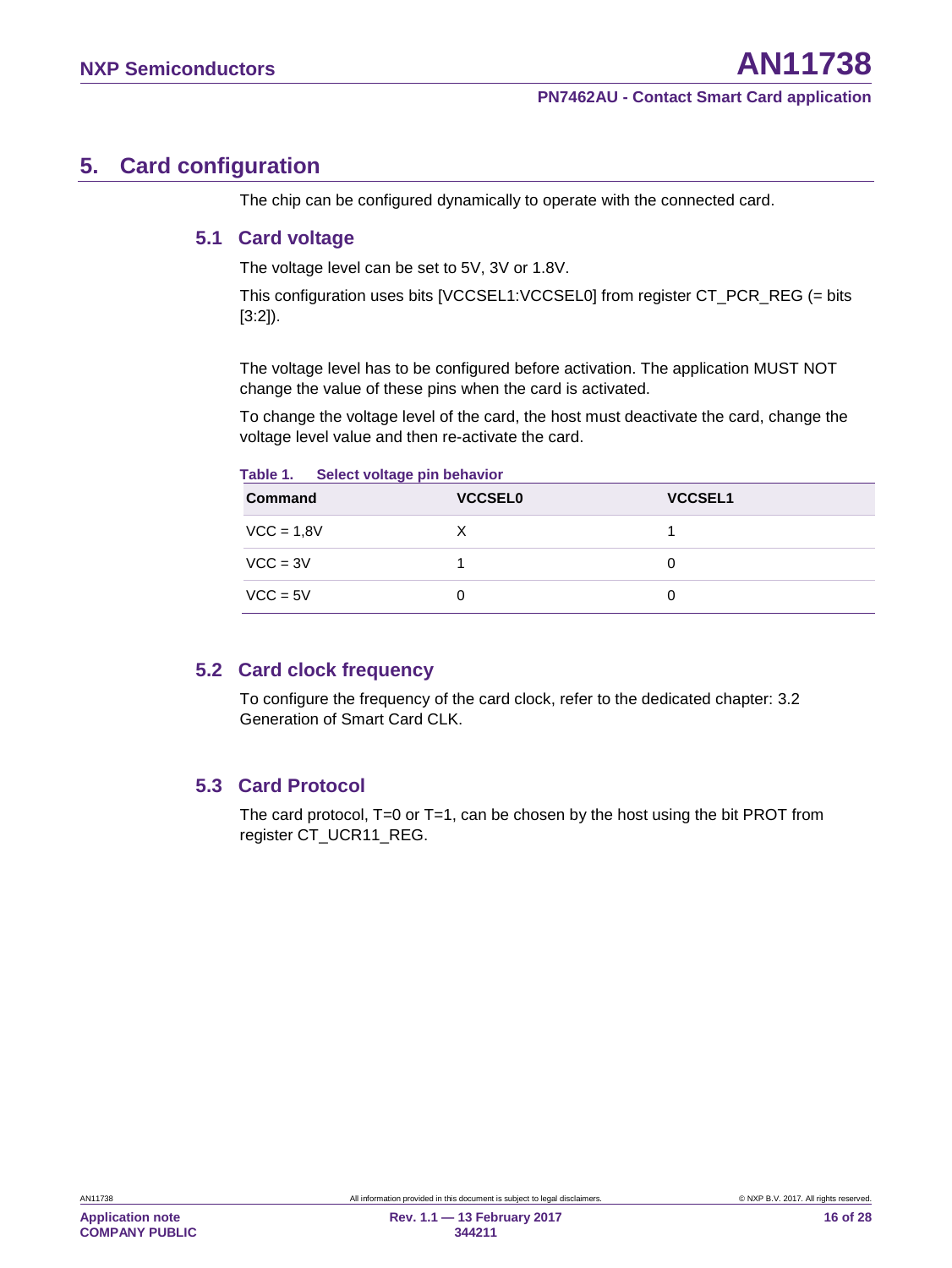# 5. Card configuration

The chip can be configured dynamically to operate with the connected card.

## 5.1 Card voltage

The voltage level can be set to 5V, 3V or 1.8V.

This configuration uses bits [VCCSEL1:VCCSEL0] from register CT_PCR_REG (= bits [3:2]).

The voltage level has to be configured before activation. The application MUST NOT change the value of these pins when the card is activated.

To change the voltage level of the card, the host must deactivate the card, change the voltage level value and then re-activate the card.

**Table 1. Select voltage pin behavior**

| Command | VCCSEL0 | VCCSEL1 |
|---|---|---|
| VCC = 1,8V | X | 1 |
| VCC = 3V | 1 | 0 |
| VCC = 5V | 0 | 0 |

## 5.2 Card clock frequency

To configure the frequency of the card clock, refer to the dedicated chapter: 3.2 Generation of Smart Card CLK.

## 5.3 Card Protocol

The card protocol, T=0 or T=1, can be chosen by the host using the bit PROT from register CT_UCR11_REG.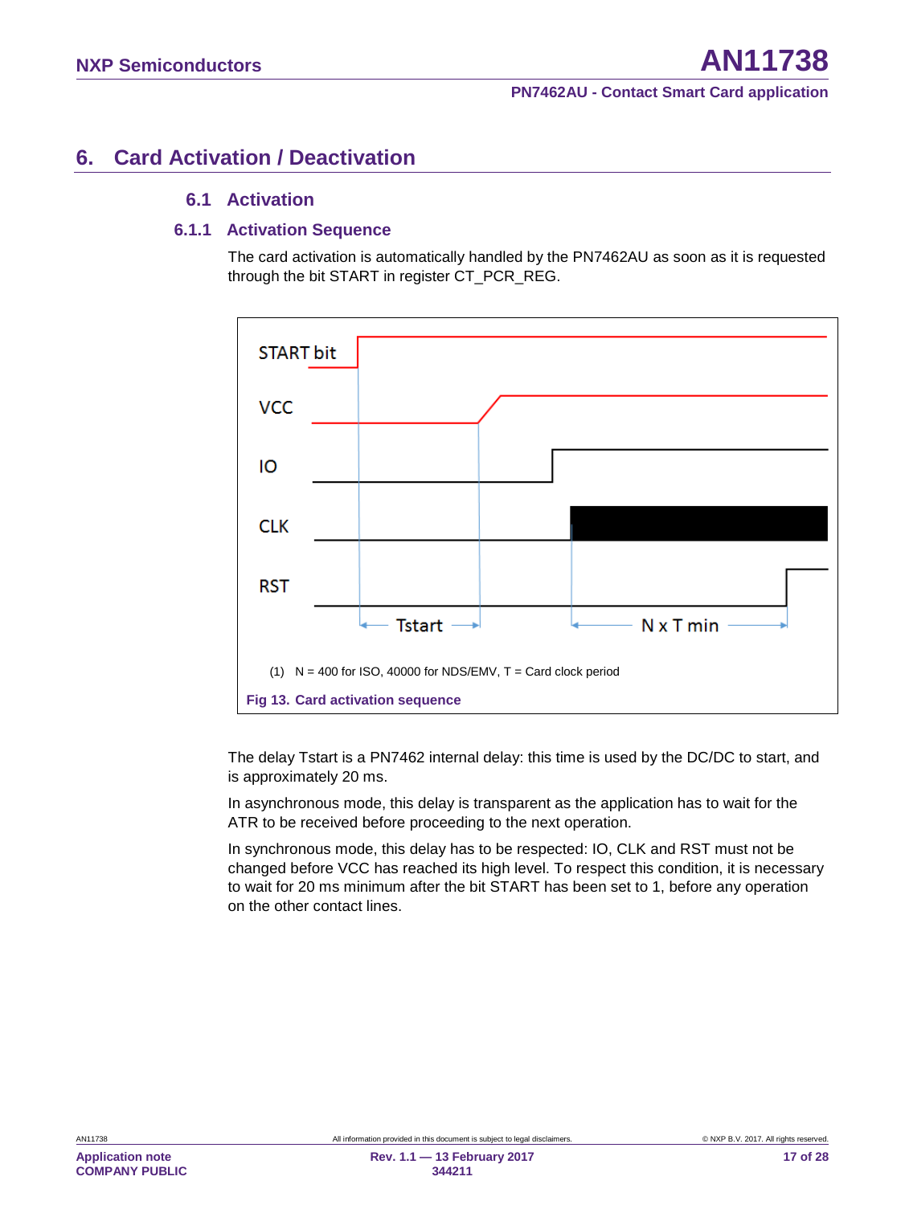# 6. Card Activation / Deactivation

## 6.1 Activation

### 6.1.1 Activation Sequence

The card activation is automatically handled by the PN7462AU as soon as it is requested through the bit START in register CT_PCR_REG.

(1) N = 400 for ISO, 40000 for NDS/EMV, T = Card clock period

**Fig 13. Card activation sequence**

The delay Tstart is a PN7462 internal delay: this time is used by the DC/DC to start, and is approximately 20 ms.

In asynchronous mode, this delay is transparent as the application has to wait for the ATR to be received before proceeding to the next operation.

In synchronous mode, this delay has to be respected: IO, CLK and RST must not be changed before VCC has reached its high level. To respect this condition, it is necessary to wait for 20 ms minimum after the bit START has been set to 1, before any operation on the other contact lines.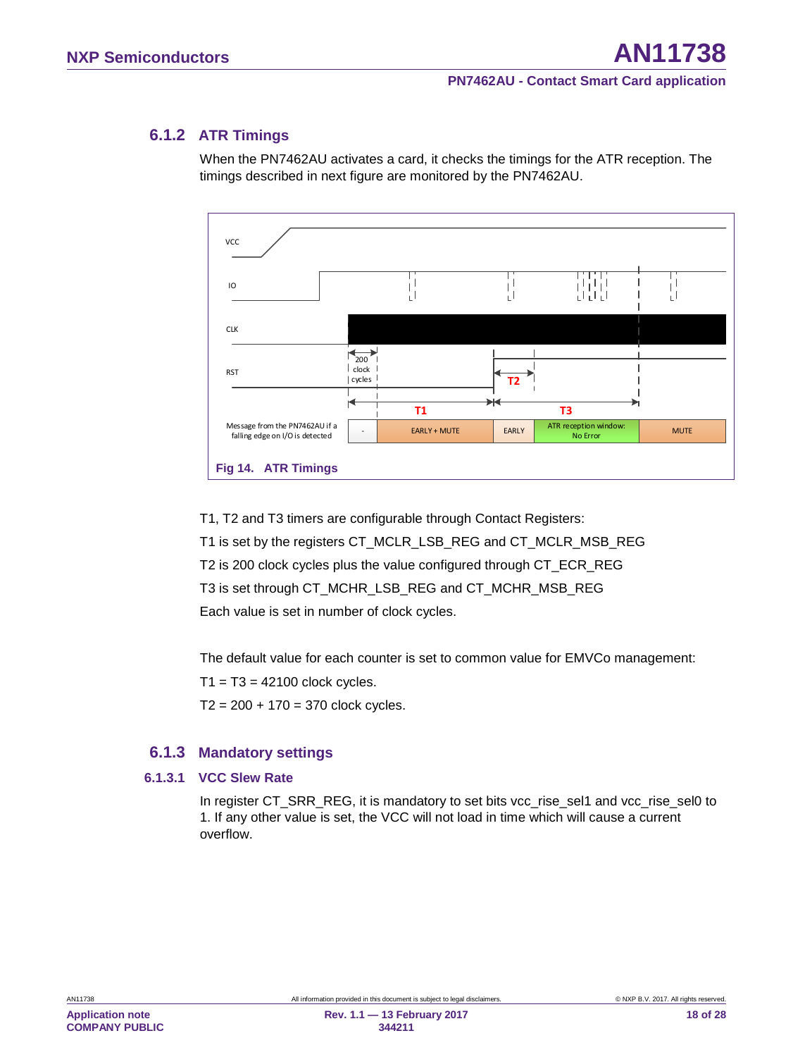### 6.1.2 ATR Timings

When the PN7462AU activates a card, it checks the timings for the ATR reception. The timings described in next figure are monitored by the PN7462AU.

Fig 14. ATR Timings

T1, T2 and T3 timers are configurable through Contact Registers:

T1 is set by the registers CT_MCLR_LSB_REG and CT_MCLR_MSB_REG

T2 is 200 clock cycles plus the value configured through CT_ECR_REG

T3 is set through CT_MCHR_LSB_REG and CT_MCHR_MSB_REG

Each value is set in number of clock cycles.

The default value for each counter is set to common value for EMVCo management:

T1 = T3 = 42100 clock cycles.

T2 = 200 + 170 = 370 clock cycles.

### 6.1.3 Mandatory settings

#### 6.1.3.1 VCC Slew Rate

In register CT_SRR_REG, it is mandatory to set bits vcc_rise_sel1 and vcc_rise_sel0 to 1. If any other value is set, the VCC will not load in time which will cause a current overflow.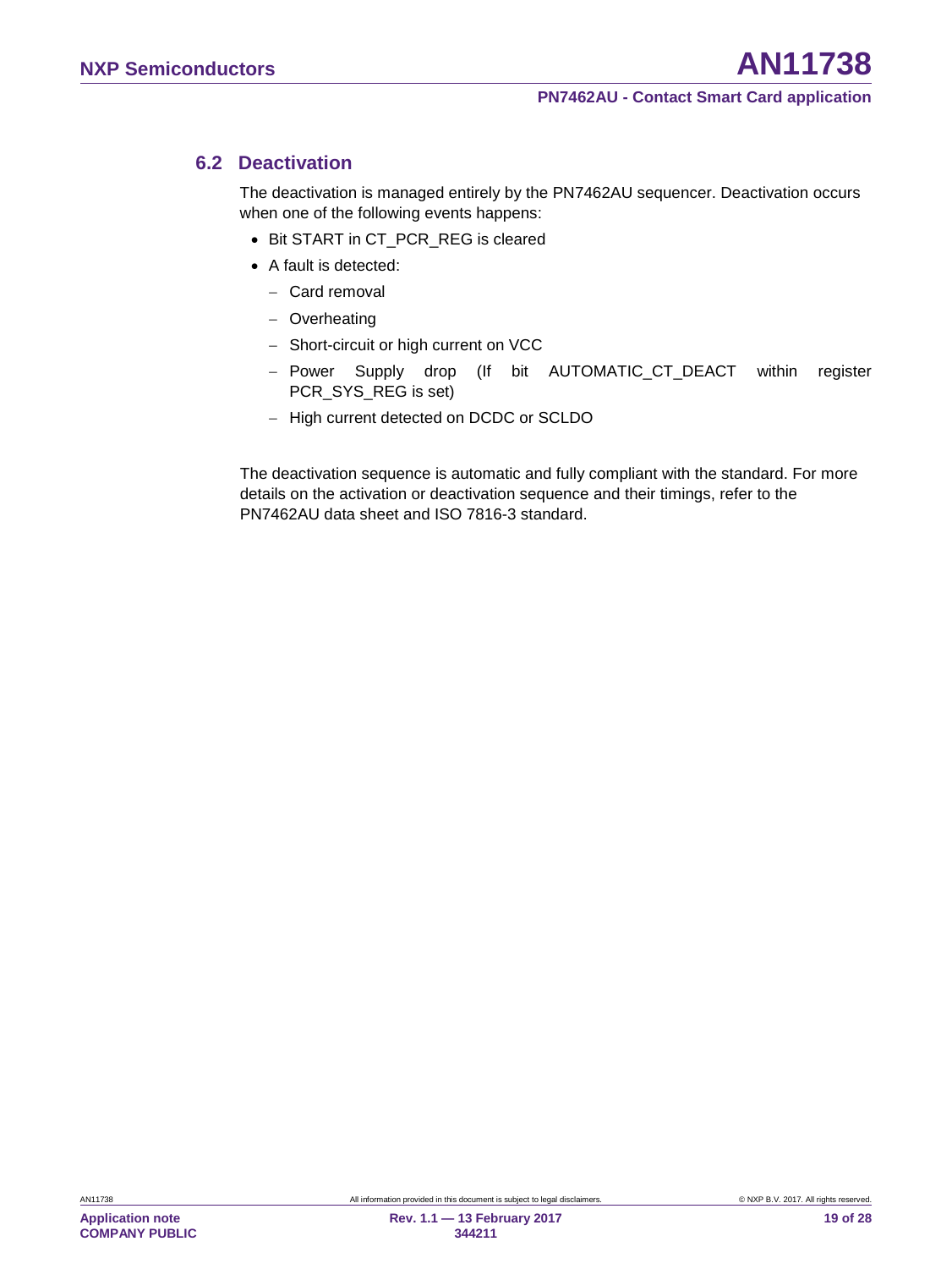## 6.2 Deactivation

The deactivation is managed entirely by the PN7462AU sequencer. Deactivation occurs when one of the following events happens:

- Bit START in CT_PCR_REG is cleared
- A fault is detected:
  - Card removal
  - Overheating
  - Short-circuit or high current on VCC
  - Power Supply drop (If bit AUTOMATIC_CT_DEACT within register PCR_SYS_REG is set)
  - High current detected on DCDC or SCLDO

The deactivation sequence is automatic and fully compliant with the standard. For more details on the activation or deactivation sequence and their timings, refer to the PN7462AU data sheet and ISO 7816-3 standard.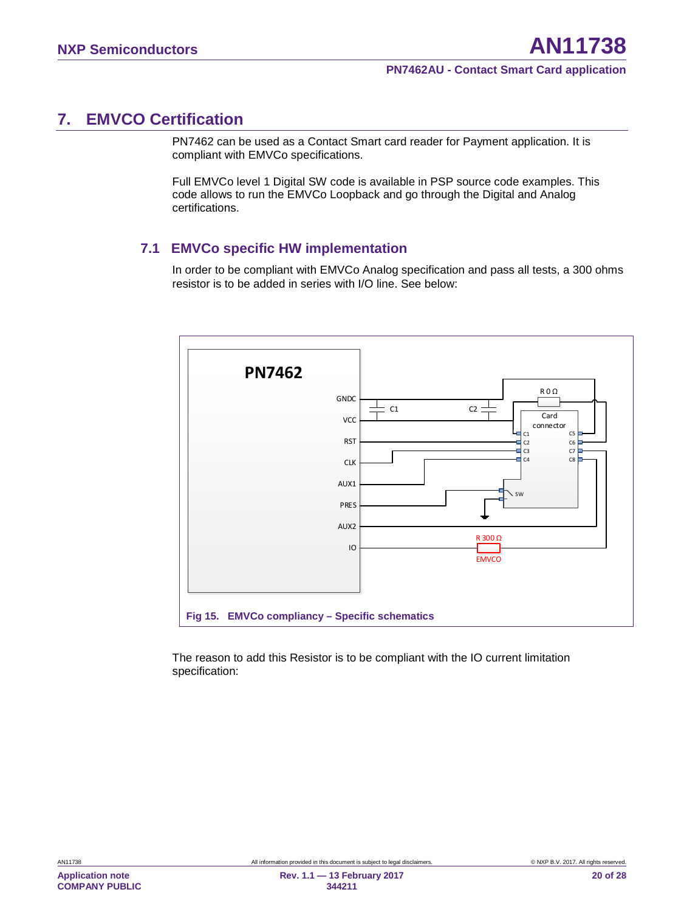# 7. EMVCO Certification

PN7462 can be used as a Contact Smart card reader for Payment application. It is compliant with EMVCo specifications.

Full EMVCo level 1 Digital SW code is available in PSP source code examples. This code allows to run the EMVCo Loopback and go through the Digital and Analog certifications.

## 7.1 EMVCo specific HW implementation

In order to be compliant with EMVCo Analog specification and pass all tests, a 300 ohms resistor is to be added in series with I/O line. See below:

**Fig 15. EMVCo compliancy – Specific schematics**

The reason to add this Resistor is to be compliant with the IO current limitation specification: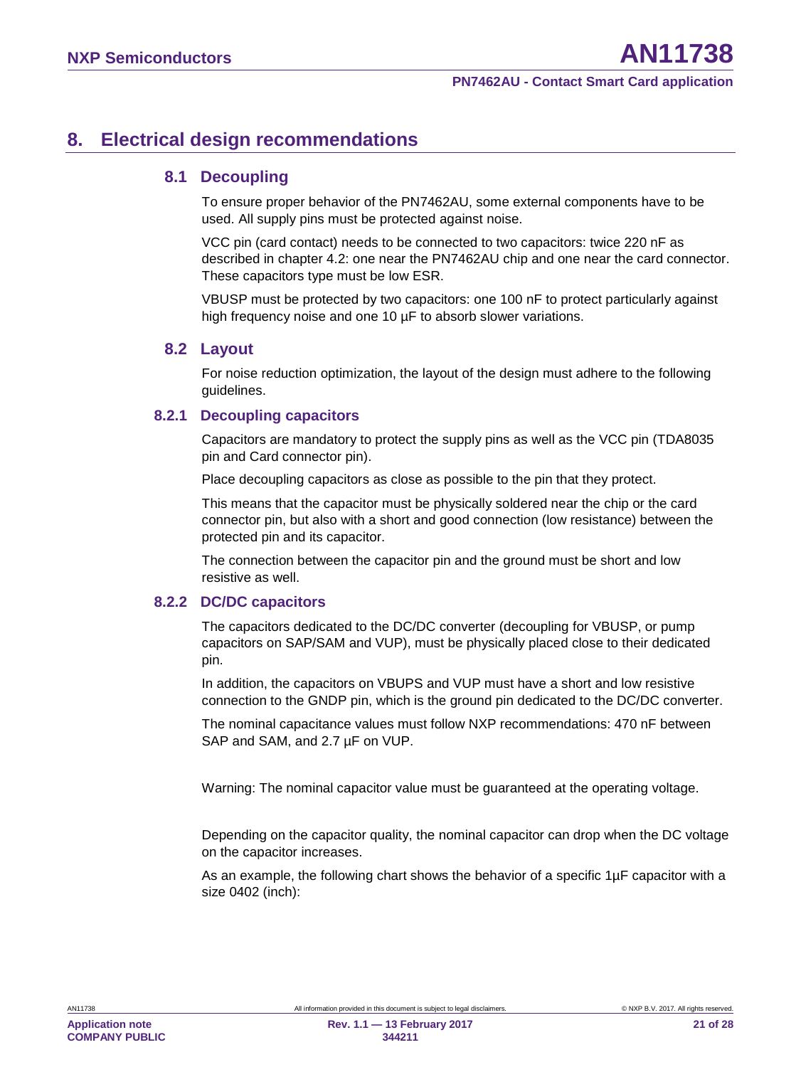# 8. Electrical design recommendations

## 8.1 Decoupling

To ensure proper behavior of the PN7462AU, some external components have to be used. All supply pins must be protected against noise.

VCC pin (card contact) needs to be connected to two capacitors: twice 220 nF as described in chapter 4.2: one near the PN7462AU chip and one near the card connector. These capacitors type must be low ESR.

VBUSP must be protected by two capacitors: one 100 nF to protect particularly against high frequency noise and one 10 µF to absorb slower variations.

## 8.2 Layout

For noise reduction optimization, the layout of the design must adhere to the following guidelines.

### 8.2.1 Decoupling capacitors

Capacitors are mandatory to protect the supply pins as well as the VCC pin (TDA8035 pin and Card connector pin).

Place decoupling capacitors as close as possible to the pin that they protect.

This means that the capacitor must be physically soldered near the chip or the card connector pin, but also with a short and good connection (low resistance) between the protected pin and its capacitor.

The connection between the capacitor pin and the ground must be short and low resistive as well.

### 8.2.2 DC/DC capacitors

The capacitors dedicated to the DC/DC converter (decoupling for VBUSP, or pump capacitors on SAP/SAM and VUP), must be physically placed close to their dedicated pin.

In addition, the capacitors on VBUPS and VUP must have a short and low resistive connection to the GNDP pin, which is the ground pin dedicated to the DC/DC converter.

The nominal capacitance values must follow NXP recommendations: 470 nF between SAP and SAM, and 2.7 µF on VUP.

Warning: The nominal capacitor value must be guaranteed at the operating voltage.

Depending on the capacitor quality, the nominal capacitor can drop when the DC voltage on the capacitor increases.

As an example, the following chart shows the behavior of a specific 1µF capacitor with a size 0402 (inch):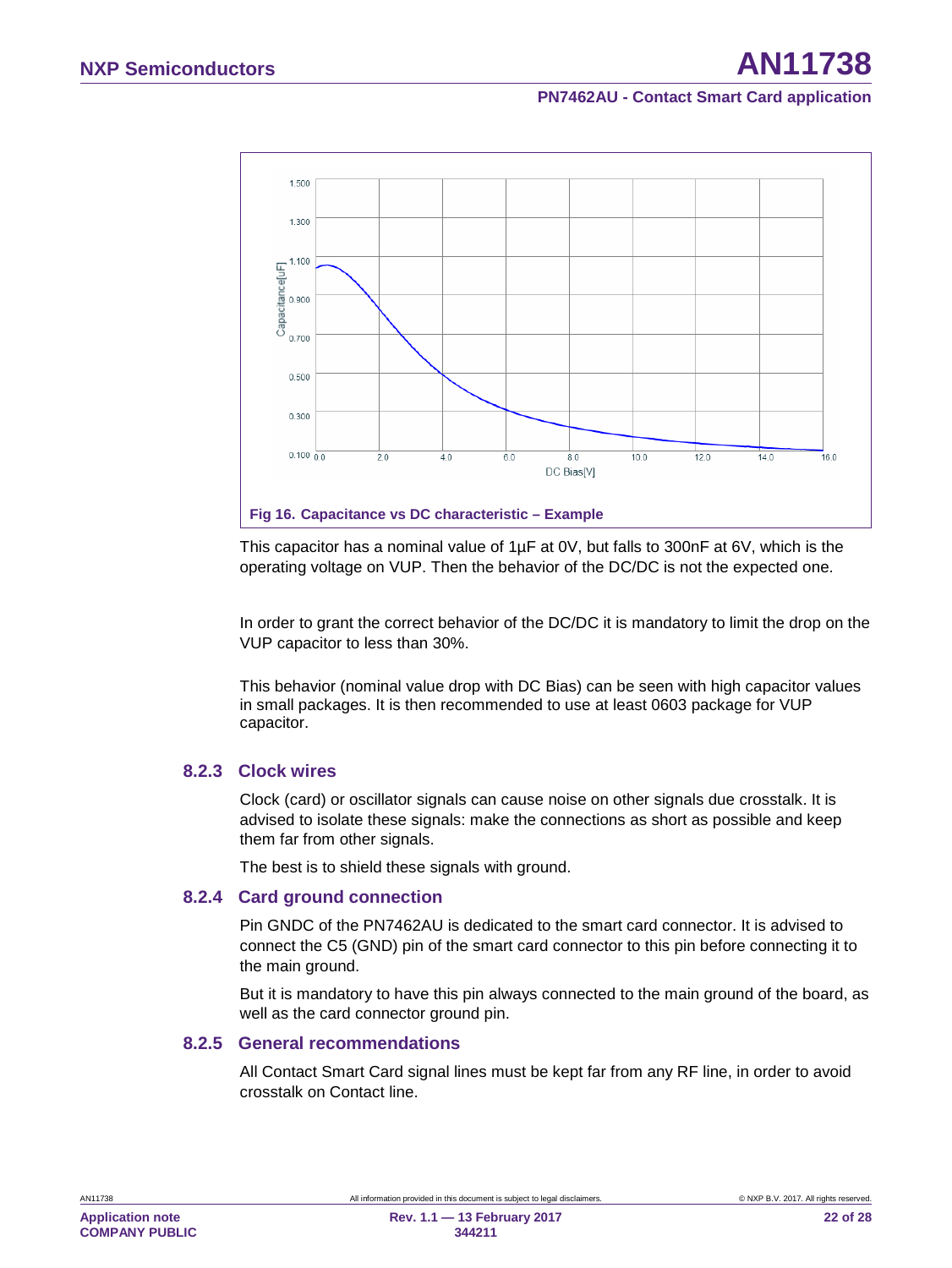Fig 16. Capacitance vs DC characteristic – Example

This capacitor has a nominal value of 1µF at 0V, but falls to 300nF at 6V, which is the operating voltage on VUP. Then the behavior of the DC/DC is not the expected one.

In order to grant the correct behavior of the DC/DC it is mandatory to limit the drop on the VUP capacitor to less than 30%.

This behavior (nominal value drop with DC Bias) can be seen with high capacitor values in small packages. It is then recommended to use at least 0603 package for VUP capacitor.

### 8.2.3 Clock wires

Clock (card) or oscillator signals can cause noise on other signals due crosstalk. It is advised to isolate these signals: make the connections as short as possible and keep them far from other signals.

The best is to shield these signals with ground.

### 8.2.4 Card ground connection

Pin GNDC of the PN7462AU is dedicated to the smart card connector. It is advised to connect the C5 (GND) pin of the smart card connector to this pin before connecting it to the main ground.

But it is mandatory to have this pin always connected to the main ground of the board, as well as the card connector ground pin.

### 8.2.5 General recommendations

All Contact Smart Card signal lines must be kept far from any RF line, in order to avoid crosstalk on Contact line.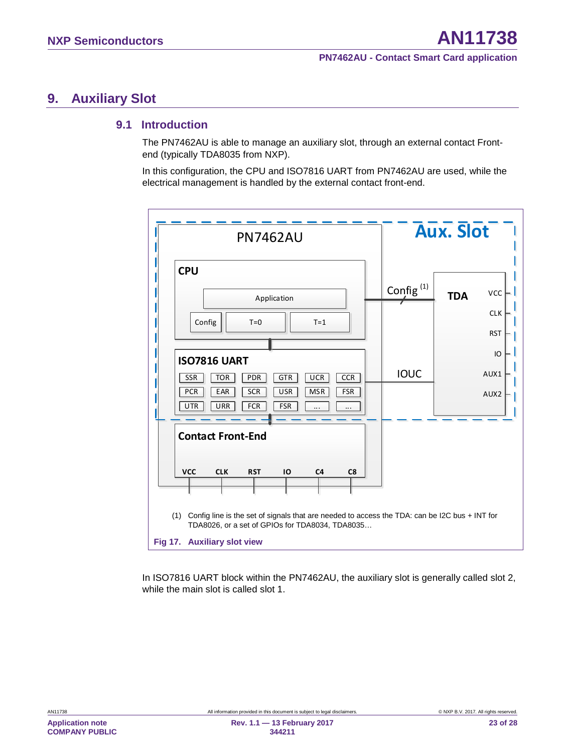# 9. Auxiliary Slot

## 9.1 Introduction

The PN7462AU is able to manage an auxiliary slot, through an external contact Front-end (typically TDA8035 from NXP).

In this configuration, the CPU and ISO7816 UART from PN7462AU are used, while the electrical management is handled by the external contact front-end.

(1) Config line is the set of signals that are needed to access the TDA: can be I2C bus + INT for TDA8026, or a set of GPIOs for TDA8034, TDA8035…

**Fig 17. Auxiliary slot view**

In ISO7816 UART block within the PN7462AU, the auxiliary slot is generally called slot 2, while the main slot is called slot 1.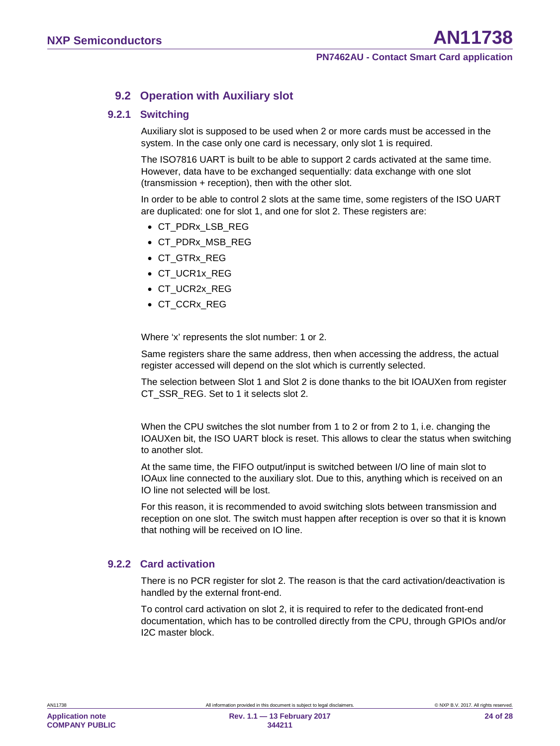## 9.2 Operation with Auxiliary slot

### 9.2.1 Switching

Auxiliary slot is supposed to be used when 2 or more cards must be accessed in the system. In the case only one card is necessary, only slot 1 is required.

The ISO7816 UART is built to be able to support 2 cards activated at the same time. However, data have to be exchanged sequentially: data exchange with one slot (transmission + reception), then with the other slot.

In order to be able to control 2 slots at the same time, some registers of the ISO UART are duplicated: one for slot 1, and one for slot 2. These registers are:

- CT_PDRx_LSB_REG
- CT_PDRx_MSB_REG
- CT_GTRx_REG
- CT_UCR1x_REG
- CT_UCR2x_REG
- CT_CCRx_REG

Where 'x' represents the slot number: 1 or 2.

Same registers share the same address, then when accessing the address, the actual register accessed will depend on the slot which is currently selected.

The selection between Slot 1 and Slot 2 is done thanks to the bit IOAUXen from register CT_SSR_REG. Set to 1 it selects slot 2.

When the CPU switches the slot number from 1 to 2 or from 2 to 1, i.e. changing the IOAUXen bit, the ISO UART block is reset. This allows to clear the status when switching to another slot.

At the same time, the FIFO output/input is switched between I/O line of main slot to IOAux line connected to the auxiliary slot. Due to this, anything which is received on an IO line not selected will be lost.

For this reason, it is recommended to avoid switching slots between transmission and reception on one slot. The switch must happen after reception is over so that it is known that nothing will be received on IO line.

### 9.2.2 Card activation

There is no PCR register for slot 2. The reason is that the card activation/deactivation is handled by the external front-end.

To control card activation on slot 2, it is required to refer to the dedicated front-end documentation, which has to be controlled directly from the CPU, through GPIOs and/or I2C master block.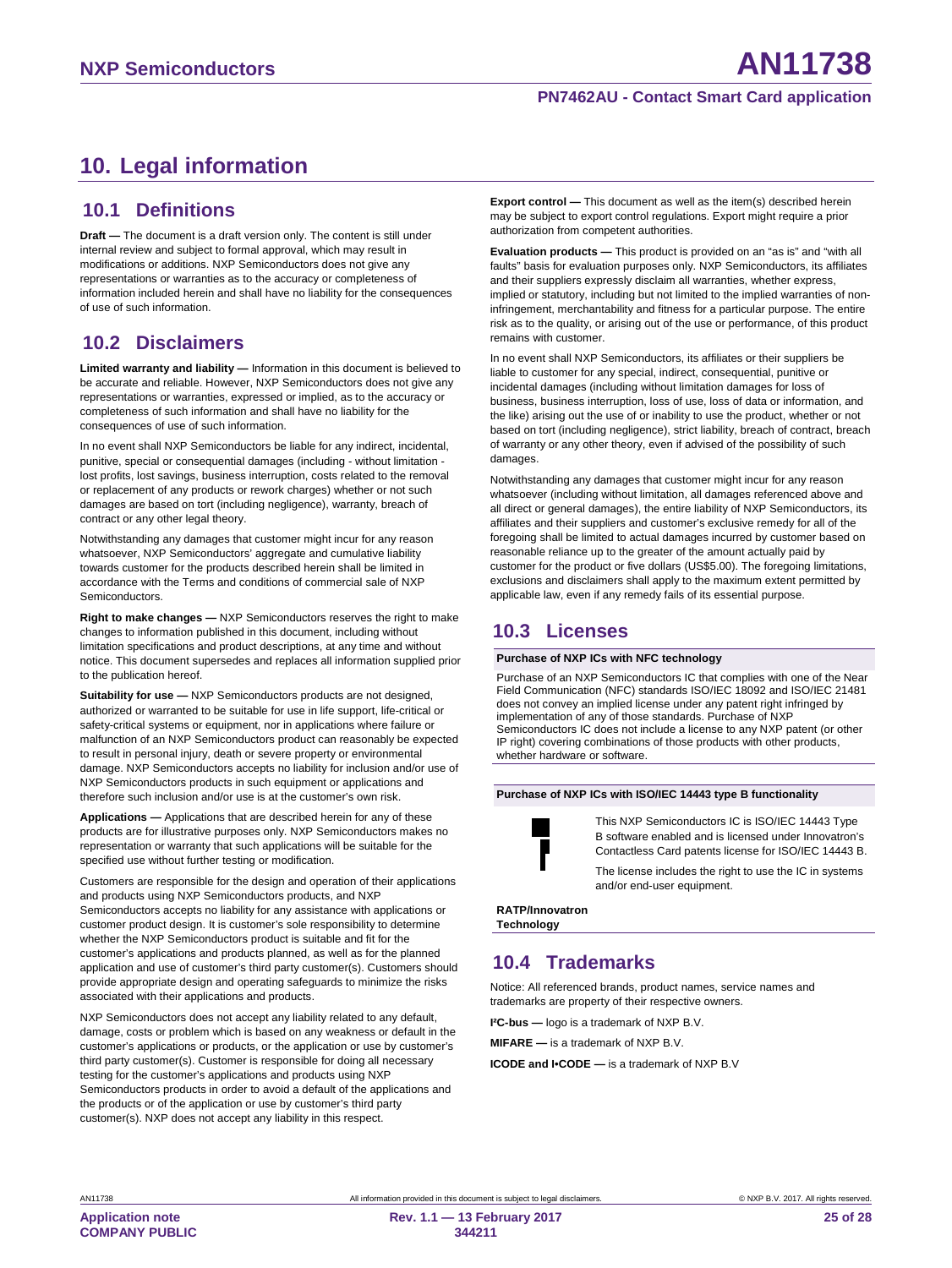# 10. Legal information

## 10.1 Definitions

**Draft —** The document is a draft version only. The content is still under internal review and subject to formal approval, which may result in modifications or additions. NXP Semiconductors does not give any representations or warranties as to the accuracy or completeness of information included herein and shall have no liability for the consequences of use of such information.

## 10.2 Disclaimers

**Limited warranty and liability —** Information in this document is believed to be accurate and reliable. However, NXP Semiconductors does not give any representations or warranties, expressed or implied, as to the accuracy or completeness of such information and shall have no liability for the consequences of use of such information.

In no event shall NXP Semiconductors be liable for any indirect, incidental, punitive, special or consequential damages (including - without limitation - lost profits, lost savings, business interruption, costs related to the removal or replacement of any products or rework charges) whether or not such damages are based on tort (including negligence), warranty, breach of contract or any other legal theory.

Notwithstanding any damages that customer might incur for any reason whatsoever, NXP Semiconductors' aggregate and cumulative liability towards customer for the products described herein shall be limited in accordance with the Terms and conditions of commercial sale of NXP Semiconductors.

**Right to make changes —** NXP Semiconductors reserves the right to make changes to information published in this document, including without limitation specifications and product descriptions, at any time and without notice. This document supersedes and replaces all information supplied prior to the publication hereof.

**Suitability for use —** NXP Semiconductors products are not designed, authorized or warranted to be suitable for use in life support, life-critical or safety-critical systems or equipment, nor in applications where failure or malfunction of an NXP Semiconductors product can reasonably be expected to result in personal injury, death or severe property or environmental damage. NXP Semiconductors accepts no liability for inclusion and/or use of NXP Semiconductors products in such equipment or applications and therefore such inclusion and/or use is at the customer's own risk.

**Applications —** Applications that are described herein for any of these products are for illustrative purposes only. NXP Semiconductors makes no representation or warranty that such applications will be suitable for the specified use without further testing or modification.

Customers are responsible for the design and operation of their applications and products using NXP Semiconductors products, and NXP Semiconductors accepts no liability for any assistance with applications or customer product design. It is customer's sole responsibility to determine whether the NXP Semiconductors product is suitable and fit for the customer's applications and products planned, as well as for the planned application and use of customer's third party customer(s). Customers should provide appropriate design and operating safeguards to minimize the risks associated with their applications and products.

NXP Semiconductors does not accept any liability related to any default, damage, costs or problem which is based on any weakness or default in the customer's applications or products, or the application or use by customer's third party customer(s). Customer is responsible for doing all necessary testing for the customer's applications and products using NXP Semiconductors products in order to avoid a default of the applications and the products or of the application or use by customer's third party customer(s). NXP does not accept any liability in this respect.

**Export control —** This document as well as the item(s) described herein may be subject to export control regulations. Export might require a prior authorization from competent authorities.

**Evaluation products —** This product is provided on an "as is" and "with all faults" basis for evaluation purposes only. NXP Semiconductors, its affiliates and their suppliers expressly disclaim all warranties, whether express, implied or statutory, including but not limited to the implied warranties of non-infringement, merchantability and fitness for a particular purpose. The entire risk as to the quality, or arising out of the use or performance, of this product remains with customer.

In no event shall NXP Semiconductors, its affiliates or their suppliers be liable to customer for any special, indirect, consequential, punitive or incidental damages (including without limitation damages for loss of business, business interruption, loss of use, loss of data or information, and the like) arising out the use of or inability to use the product, whether or not based on tort (including negligence), strict liability, breach of contract, breach of warranty or any other theory, even if advised of the possibility of such damages.

Notwithstanding any damages that customer might incur for any reason whatsoever (including without limitation, all damages referenced above and all direct or general damages), the entire liability of NXP Semiconductors, its affiliates and their suppliers and customer's exclusive remedy for all of the foregoing shall be limited to actual damages incurred by customer based on reasonable reliance up to the greater of the amount actually paid by customer for the product or five dollars (US$5.00). The foregoing limitations, exclusions and disclaimers shall apply to the maximum extent permitted by applicable law, even if any remedy fails of its essential purpose.

## 10.3 Licenses

**Purchase of NXP ICs with NFC technology**

Purchase of an NXP Semiconductors IC that complies with one of the Near Field Communication (NFC) standards ISO/IEC 18092 and ISO/IEC 21481 does not convey an implied license under any patent right infringed by implementation of any of those standards. Purchase of NXP Semiconductors IC does not include a license to any NXP patent (or other IP right) covering combinations of those products with other products, whether hardware or software.

**Purchase of NXP ICs with ISO/IEC 14443 type B functionality**

This NXP Semiconductors IC is ISO/IEC 14443 Type B software enabled and is licensed under Innovatron's Contactless Card patents license for ISO/IEC 14443 B.

The license includes the right to use the IC in systems and/or end-user equipment.

**RATP/Innovatron Technology**

## 10.4 Trademarks

Notice: All referenced brands, product names, service names and trademarks are property of their respective owners.

**I²C-bus —** logo is a trademark of NXP B.V.

**MIFARE —** is a trademark of NXP B.V.

**ICODE and I•CODE —** is a trademark of NXP B.V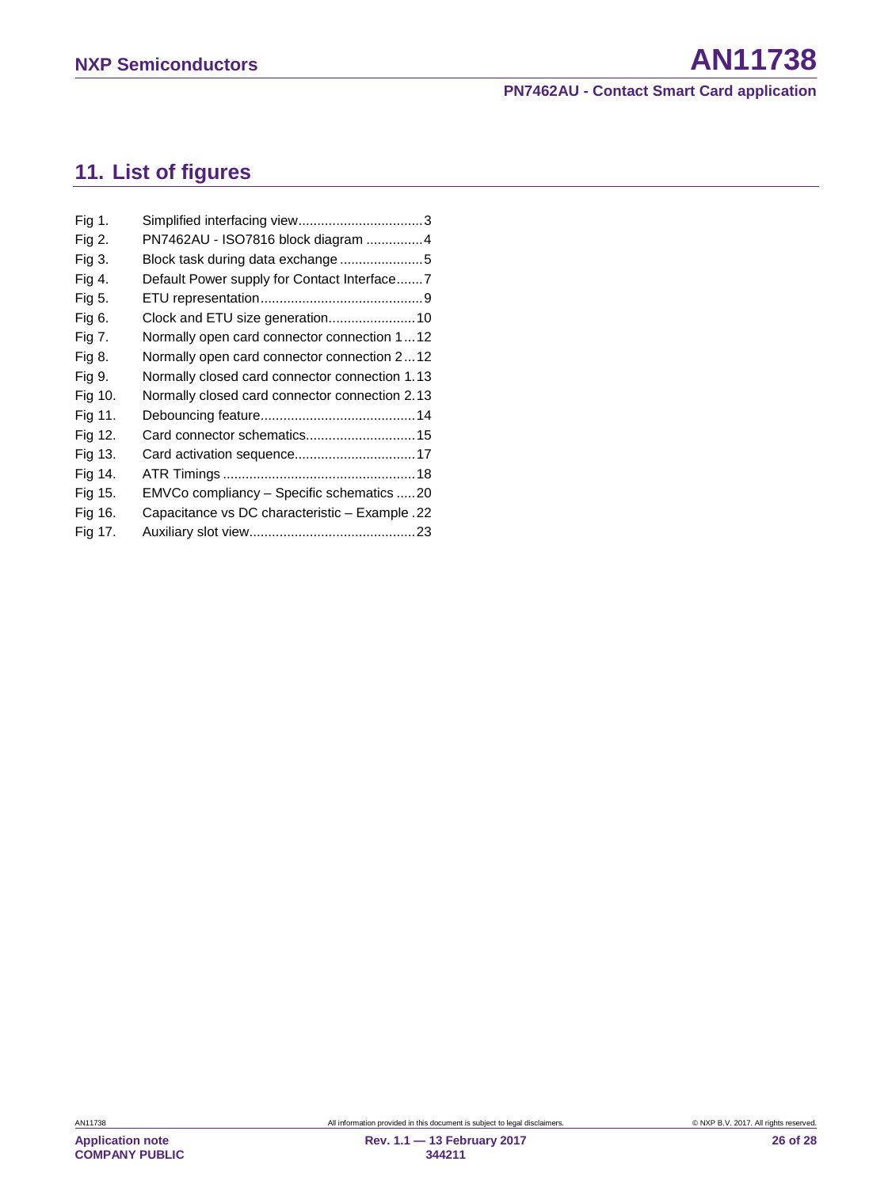## 11. List of figures

| | | |
|---|---|---|
| Fig 1. | Simplified interfacing view | 3 |
| Fig 2. | PN7462AU - ISO7816 block diagram | 4 |
| Fig 3. | Block task during data exchange | 5 |
| Fig 4. | Default Power supply for Contact Interface | 7 |
| Fig 5. | ETU representation | 9 |
| Fig 6. | Clock and ETU size generation | 10 |
| Fig 7. | Normally open card connector connection 1 | 12 |
| Fig 8. | Normally open card connector connection 2 | 12 |
| Fig 9. | Normally closed card connector connection 1 | 13 |
| Fig 10. | Normally closed card connector connection 2 | 13 |
| Fig 11. | Debouncing feature | 14 |
| Fig 12. | Card connector schematics | 15 |
| Fig 13. | Card activation sequence | 17 |
| Fig 14. | ATR Timings | 18 |
| Fig 15. | EMVCo compliancy – Specific schematics | 20 |
| Fig 16. | Capacitance vs DC characteristic – Example | 22 |
| Fig 17. | Auxiliary slot view | 23 |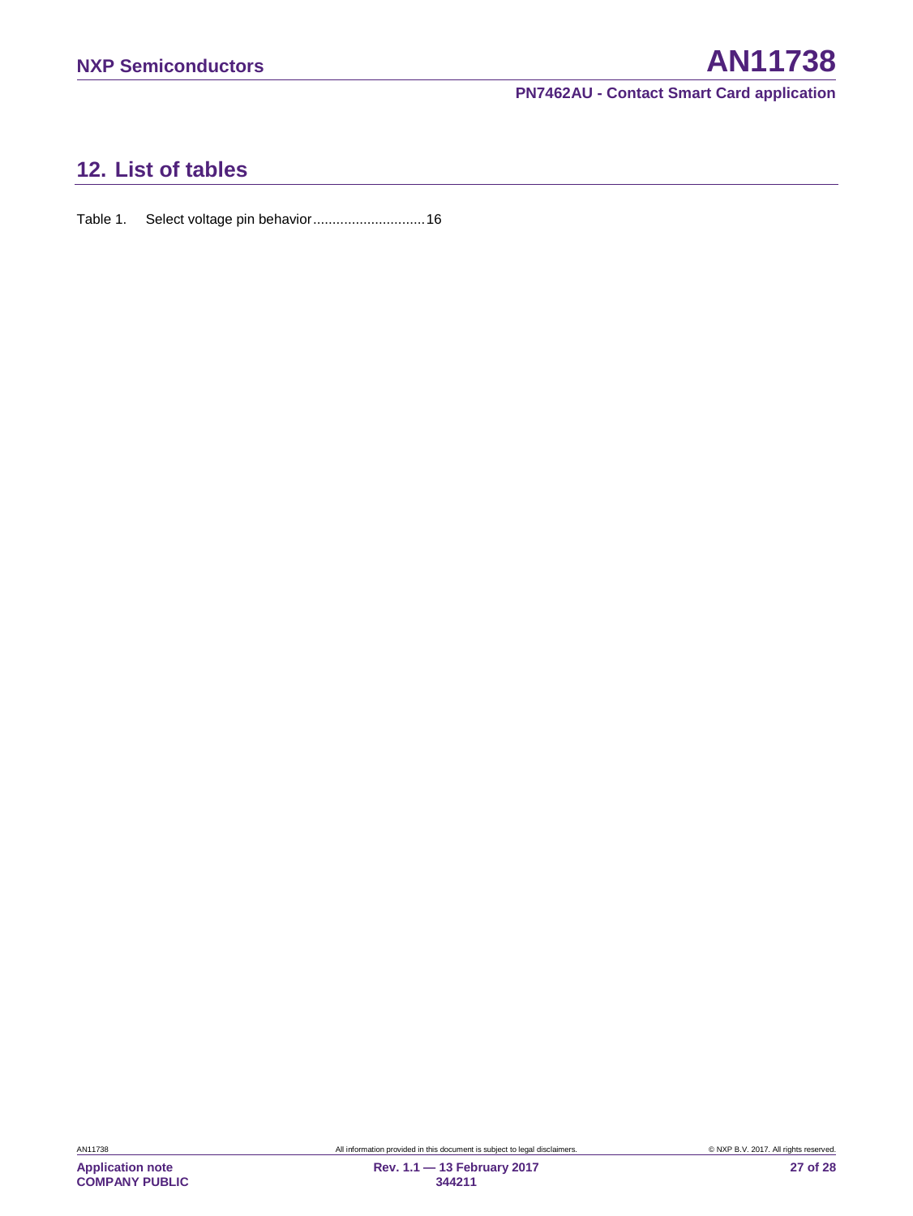## 12. List of tables

Table 1. Select voltage pin behavior............................16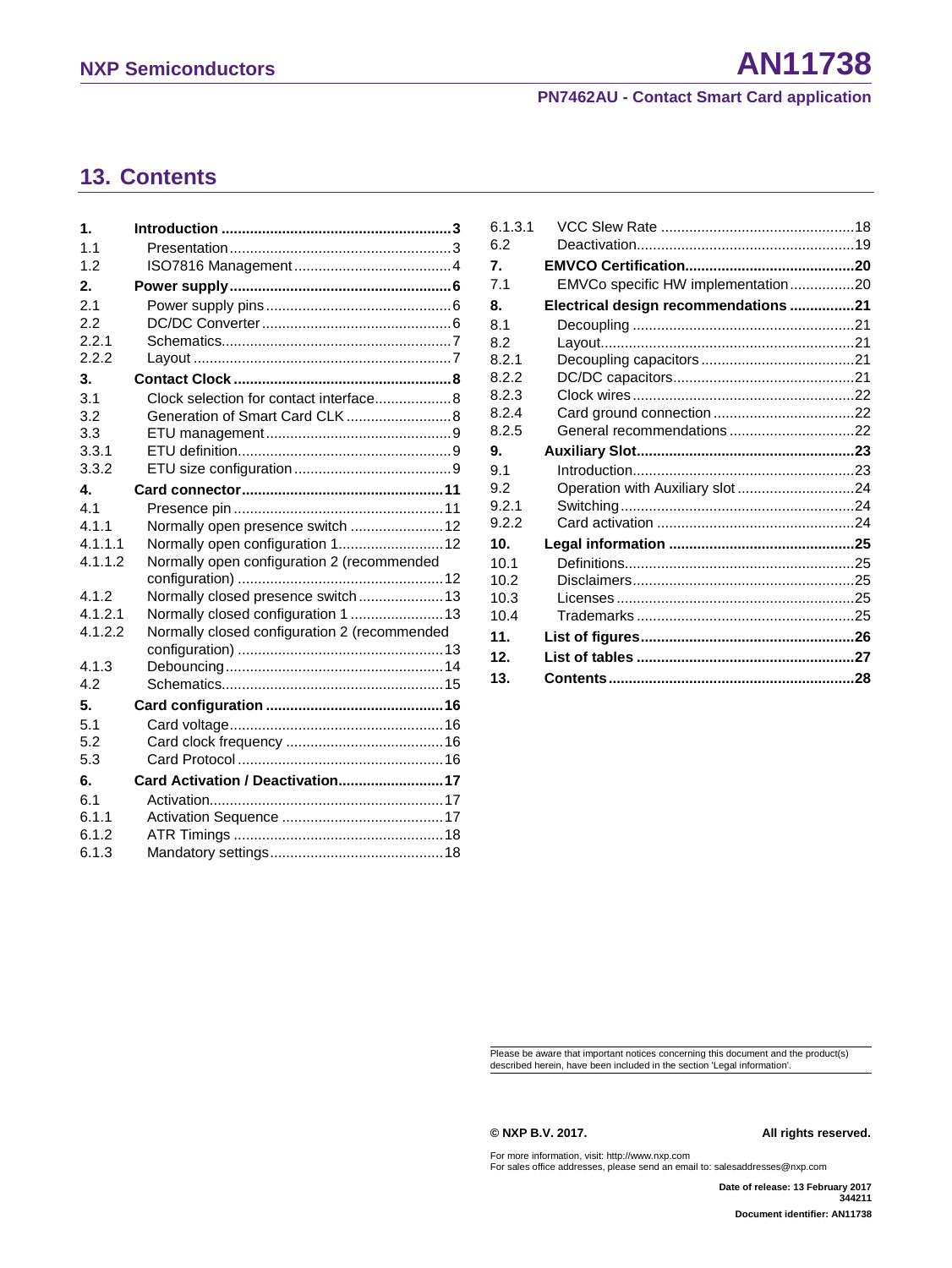## 13. Contents

| | | |
|---|---|---|
| **1.** | **Introduction** | **3** |
| 1.1 | Presentation | 3 |
| 1.2 | ISO7816 Management | 4 |
| **2.** | **Power supply** | **6** |
| 2.1 | Power supply pins | 6 |
| 2.2 | DC/DC Converter | 6 |
| 2.2.1 | Schematics | 7 |
| 2.2.2 | Layout | 7 |
| **3.** | **Contact Clock** | **8** |
| 3.1 | Clock selection for contact interface | 8 |
| 3.2 | Generation of Smart Card CLK | 8 |
| 3.3 | ETU management | 9 |
| 3.3.1 | ETU definition | 9 |
| 3.3.2 | ETU size configuration | 9 |
| **4.** | **Card connector** | **11** |
| 4.1 | Presence pin | 11 |
| 4.1.1 | Normally open presence switch | 12 |
| 4.1.1.1 | Normally open configuration 1 | 12 |
| 4.1.1.2 | Normally open configuration 2 (recommended configuration) | 12 |
| 4.1.2 | Normally closed presence switch | 13 |
| 4.1.2.1 | Normally closed configuration 1 | 13 |
| 4.1.2.2 | Normally closed configuration 2 (recommended configuration) | 13 |
| 4.1.3 | Debouncing | 14 |
| 4.2 | Schematics | 15 |
| **5.** | **Card configuration** | **16** |
| 5.1 | Card voltage | 16 |
| 5.2 | Card clock frequency | 16 |
| 5.3 | Card Protocol | 16 |
| **6.** | **Card Activation / Deactivation** | **17** |
| 6.1 | Activation | 17 |
| 6.1.1 | Activation Sequence | 17 |
| 6.1.2 | ATR Timings | 18 |
| 6.1.3 | Mandatory settings | 18 |
| 6.1.3.1 | VCC Slew Rate | 18 |
| 6.2 | Deactivation | 19 |
| **7.** | **EMVCO Certification** | **20** |
| 7.1 | EMVCo specific HW implementation | 20 |
| **8.** | **Electrical design recommendations** | **21** |
| 8.1 | Decoupling | 21 |
| 8.2 | Layout | 21 |
| 8.2.1 | Decoupling capacitors | 21 |
| 8.2.2 | DC/DC capacitors | 21 |
| 8.2.3 | Clock wires | 22 |
| 8.2.4 | Card ground connection | 22 |
| 8.2.5 | General recommendations | 22 |
| **9.** | **Auxiliary Slot** | **23** |
| 9.1 | Introduction | 23 |
| 9.2 | Operation with Auxiliary slot | 24 |
| 9.2.1 | Switching | 24 |
| 9.2.2 | Card activation | 24 |
| **10.** | **Legal information** | **25** |
| 10.1 | Definitions | 25 |
| 10.2 | Disclaimers | 25 |
| 10.3 | Licenses | 25 |
| 10.4 | Trademarks | 25 |
| **11.** | **List of figures** | **26** |
| **12.** | **List of tables** | **27** |
| **13.** | **Contents** | **28** |

Please be aware that important notices concerning this document and the product(s) described herein, have been included in the section 'Legal information'.

**© NXP B.V. 2017. All rights reserved.**

For more information, visit: http://www.nxp.com
For sales office addresses, please send an email to: salesaddresses@nxp.com

**Date of release: 13 February 2017**
**344211**

**Document identifier: AN11738**